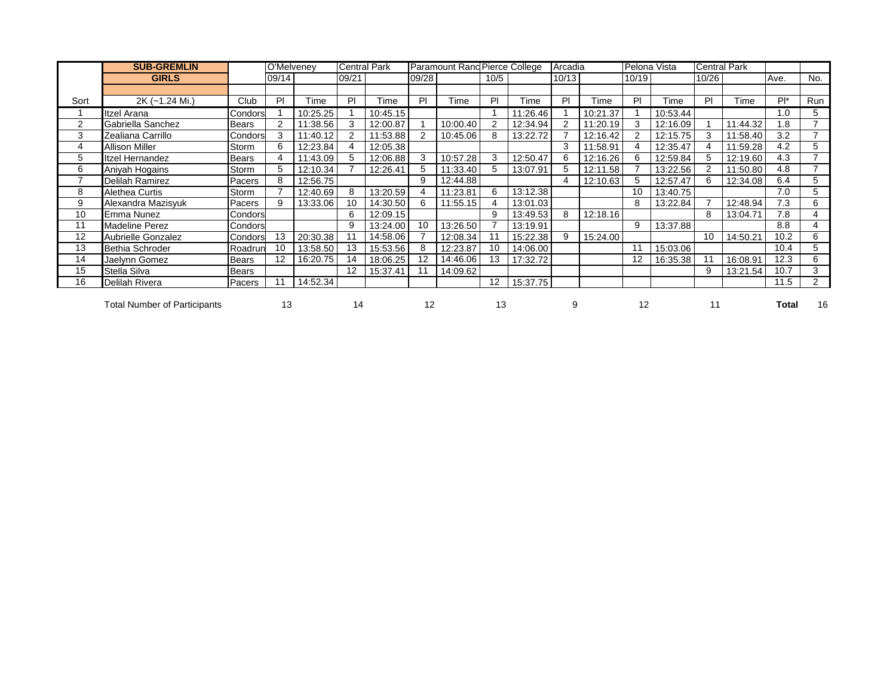| | SUB-GREMLIN | | O'Melveney | | Central Park | | Paramount Ranc | | Pierce College | | Arcadia | | Pelona Vista | | Central Park | | | |
|---|---|---|---|---|---|---|---|---|---|---|---|---|---|---|---|---|---|---|
| | GIRLS | | 09/14 | | 09/21 | | 09/28 | | 10/5 | | 10/13 | | 10/19 | | 10/26 | | Ave. | No. |
| Sort | 2K (~1.24 Mi.) | Club | Pl | Time | Pl | Time | Pl | Time | Pl | Time | Pl | Time | Pl | Time | Pl | Time | Pl* | Run |
| 1 | Itzel Arana | Condors | 1 | 10:25.25 | 1 | 10:45.15 | | | 1 | 11:26.46 | 1 | 10:21.37 | 1 | 10:53.44 | | | 1.0 | 5 |
| 2 | Gabriella Sanchez | Bears | 2 | 11:38.56 | 3 | 12:00.87 | 1 | 10:00.40 | 2 | 12:34.94 | 2 | 11:20.19 | 3 | 12:16.09 | 1 | 11:44.32 | 1.8 | 7 |
| 3 | Zealiana Carrillo | Condors | 3 | 11:40.12 | 2 | 11:53.88 | 2 | 10:45.06 | 8 | 13:22.72 | 7 | 12:16.42 | 2 | 12:15.75 | 3 | 11:58.40 | 3.2 | 7 |
| 4 | Allison Miller | Storm | 6 | 12:23.84 | 4 | 12:05.38 | | | | | 3 | 11:58.91 | 4 | 12:35.47 | 4 | 11:59.28 | 4.2 | 5 |
| 5 | Itzel Hernandez | Bears | 4 | 11:43.09 | 5 | 12:06.88 | 3 | 10:57.28 | 3 | 12:50.47 | 6 | 12:16.26 | 6 | 12:59.84 | 5 | 12:19.60 | 4.3 | 7 |
| 6 | Aniyah Hogains | Storm | 5 | 12:10.34 | 7 | 12:26.41 | 5 | 11:33.40 | 5 | 13:07.91 | 5 | 12:11.58 | 7 | 13:22.56 | 2 | 11:50.80 | 4.8 | 7 |
| 7 | Delilah Ramirez | Pacers | 8 | 12:56.75 | | | 9 | 12:44.88 | | | 4 | 12:10.63 | 5 | 12:57.47 | 6 | 12:34.08 | 6.4 | 5 |
| 8 | Alethea Curtis | Storm | 7 | 12:40.69 | 8 | 13:20.59 | 4 | 11:23.81 | 6 | 13:12.38 | | | 10 | 13:40.75 | | | 7.0 | 5 |
| 9 | Alexandra Mazisyuk | Pacers | 9 | 13:33.06 | 10 | 14:30.50 | 6 | 11:55.15 | 4 | 13:01.03 | | | 8 | 13:22.84 | 7 | 12:48.94 | 7.3 | 6 |
| 10 | Emma Nunez | Condors | | | 6 | 12:09.15 | | | 9 | 13:49.53 | 8 | 12:18.16 | | | 8 | 13:04.71 | 7.8 | 4 |
| 11 | Madeline Perez | Condors | | | 9 | 13:24.00 | 10 | 13:26.50 | 7 | 13:19.91 | | | 9 | 13:37.88 | | | 8.8 | 4 |
| 12 | Aubrielle Gonzalez | Condors | 13 | 20:30.38 | 11 | 14:58.06 | 7 | 12:08.34 | 11 | 15:22.38 | 9 | 15:24.00 | | | 10 | 14:50.21 | 10.2 | 6 |
| 13 | Bethia Schroder | Roadrun | 10 | 13:58.50 | 13 | 15:53.56 | 8 | 12:23.87 | 10 | 14:06.00 | | | 11 | 15:03.06 | | | 10.4 | 5 |
| 14 | Jaelynn Gomez | Bears | 12 | 16:20.75 | 14 | 18:06.25 | 12 | 14:46.06 | 13 | 17:32.72 | | | 12 | 16:35.38 | 11 | 16:08.91 | 12.3 | 6 |
| 15 | Stella Silva | Bears | | | 12 | 15:37.41 | 11 | 14:09.62 | | | | | | | 9 | 13:21.54 | 10.7 | 3 |
| 16 | Delilah Rivera | Pacers | 11 | 14:52.34 | | | | | 12 | 15:37.75 | | | | | | | 11.5 | 2 |
| | Total Number of Participants | | 13 | | 14 | | 12 | | 13 | | 9 | | 12 | | 11 | | Total | 16 |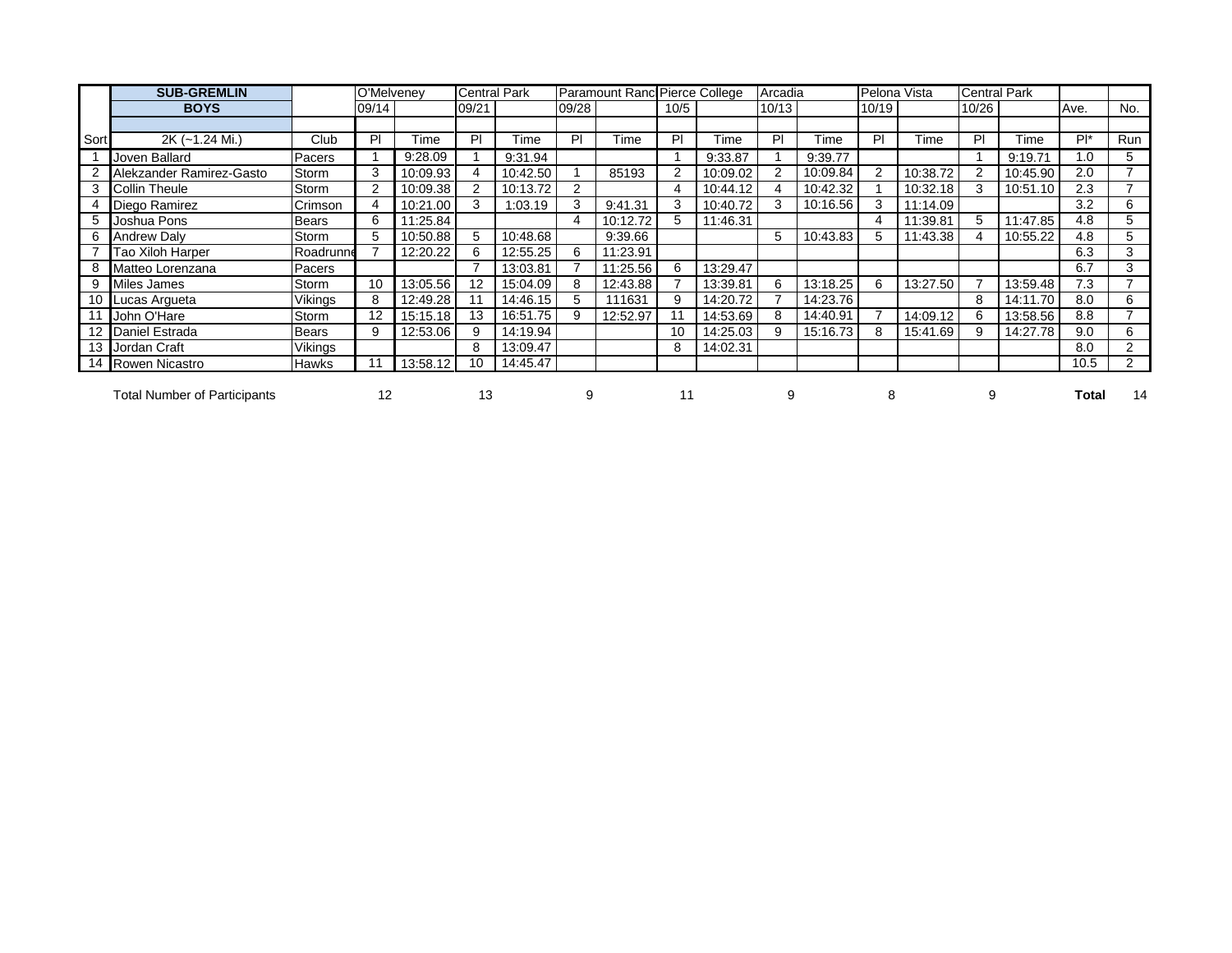| | SUB-GREMLIN | | O'Melveney | | Central Park | | Paramount Ranc | | Pierce College | | Arcadia | | Pelona Vista | | Central Park | | | |
|---|---|---|---|---|---|---|---|---|---|---|---|---|---|---|---|---|---|---|
| | **BOYS** | | 09/14 | | 09/21 | | 09/28 | | 10/5 | | 10/13 | | 10/19 | | 10/26 | | Ave. | No. |
| Sort | 2K (~1.24 Mi.) | Club | Pl | Time | Pl | Time | Pl | Time | Pl | Time | Pl | Time | Pl | Time | Pl | Time | Pl* | Run |
| 1 | Joven Ballard | Pacers | 1 | 9:28.09 | 1 | 9:31.94 | | | 1 | 9:33.87 | 1 | 9:39.77 | | | 1 | 9:19.71 | 1.0 | 5 |
| 2 | Alekzander Ramirez-Gasto | Storm | 3 | 10:09.93 | 4 | 10:42.50 | 1 | 85193 | 2 | 10:09.02 | 2 | 10:09.84 | 2 | 10:38.72 | 2 | 10:45.90 | 2.0 | 7 |
| 3 | Collin Theule | Storm | 2 | 10:09.38 | 2 | 10:13.72 | 2 | | 4 | 10:44.12 | 4 | 10:42.32 | 1 | 10:32.18 | 3 | 10:51.10 | 2.3 | 7 |
| 4 | Diego Ramirez | Crimson | 4 | 10:21.00 | 3 | 1:03.19 | 3 | 9:41.31 | 3 | 10:40.72 | 3 | 10:16.56 | 3 | 11:14.09 | | | 3.2 | 6 |
| 5 | Joshua Pons | Bears | 6 | 11:25.84 | | | 4 | 10:12.72 | 5 | 11:46.31 | | | 4 | 11:39.81 | 5 | 11:47.85 | 4.8 | 5 |
| 6 | Andrew Daly | Storm | 5 | 10:50.88 | 5 | 10:48.68 | | 9:39.66 | | | 5 | 10:43.83 | 5 | 11:43.38 | 4 | 10:55.22 | 4.8 | 5 |
| 7 | Tao Xiloh Harper | Roadrunne | 7 | 12:20.22 | 6 | 12:55.25 | 6 | 11:23.91 | | | | | | | | | 6.3 | 3 |
| 8 | Matteo Lorenzana | Pacers | | | 7 | 13:03.81 | 7 | 11:25.56 | 6 | 13:29.47 | | | | | | | 6.7 | 3 |
| 9 | Miles James | Storm | 10 | 13:05.56 | 12 | 15:04.09 | 8 | 12:43.88 | 7 | 13:39.81 | 6 | 13:18.25 | 6 | 13:27.50 | 7 | 13:59.48 | 7.3 | 7 |
| 10 | Lucas Argueta | Vikings | 8 | 12:49.28 | 11 | 14:46.15 | 5 | 111631 | 9 | 14:20.72 | 7 | 14:23.76 | | | 8 | 14:11.70 | 8.0 | 6 |
| 11 | John O'Hare | Storm | 12 | 15:15.18 | 13 | 16:51.75 | 9 | 12:52.97 | 11 | 14:53.69 | 8 | 14:40.91 | 7 | 14:09.12 | 6 | 13:58.56 | 8.8 | 7 |
| 12 | Daniel Estrada | Bears | 9 | 12:53.06 | 9 | 14:19.94 | | | 10 | 14:25.03 | 9 | 15:16.73 | 8 | 15:41.69 | 9 | 14:27.78 | 9.0 | 6 |
| 13 | Jordan Craft | Vikings | | | 8 | 13:09.47 | | | 8 | 14:02.31 | | | | | | | 8.0 | 2 |
| 14 | Rowen Nicastro | Hawks | 11 | 13:58.12 | 10 | 14:45.47 | | | | | | | | | | | 10.5 | 2 |
| | Total Number of Participants | | 12 | | 13 | | 9 | | 11 | | 9 | | 8 | | 9 | | **Total** | 14 |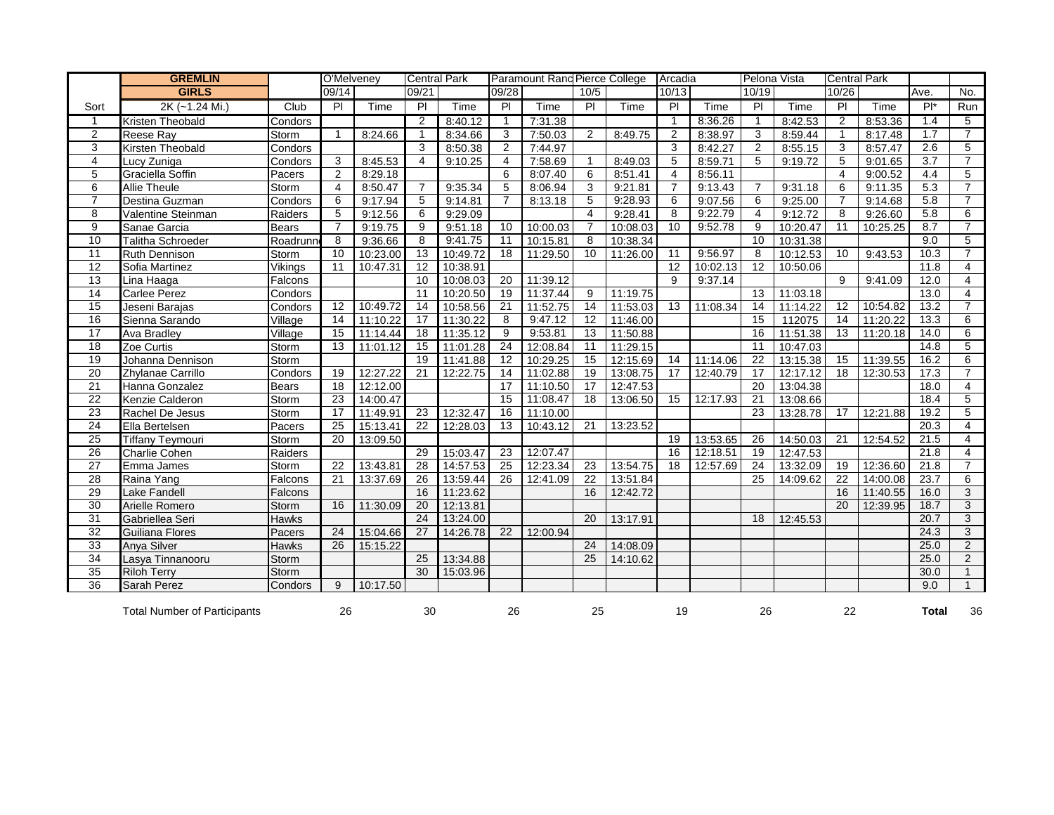| | GREMLIN | | O'Melveney | | Central Park | | Paramount Ranc | Pierce College | | | Arcadia | | Pelona Vista | | Central Park | | | |
|---|---|---|---|---|---|---|---|---|---|---|---|---|---|---|---|---|---|---|
| | GIRLS | | 09/14 | | 09/21 | | 09/28 | | 10/5 | | 10/13 | | 10/19 | | 10/26 | | Ave. | No. |
| Sort | 2K (~1.24 Mi.) | Club | Pl | Time | Pl | Time | Pl | Time | Pl | Time | Pl | Time | Pl | Time | Pl | Time | Pl* | Run |
| 1 | Kristen Theobald | Condors | | | 2 | 8:40.12 | 1 | 7:31.38 | | | 1 | 8:36.26 | 1 | 8:42.53 | 2 | 8:53.36 | 1.4 | 5 |
| 2 | Reese Ray | Storm | 1 | 8:24.66 | 1 | 8:34.66 | 3 | 7:50.03 | 2 | 8:49.75 | 2 | 8:38.97 | 3 | 8:59.44 | 1 | 8:17.48 | 1.7 | 7 |
| 3 | Kirsten Theobald | Condors | | | 3 | 8:50.38 | 2 | 7:44.97 | | | 3 | 8:42.27 | 2 | 8:55.15 | 3 | 8:57.47 | 2.6 | 5 |
| 4 | Lucy Zuniga | Condors | 3 | 8:45.53 | 4 | 9:10.25 | 4 | 7:58.69 | 1 | 8:49.03 | 5 | 8:59.71 | 5 | 9:19.72 | 5 | 9:01.65 | 3.7 | 7 |
| 5 | Graciella Soffin | Pacers | 2 | 8:29.18 | | | 6 | 8:07.40 | 6 | 8:51.41 | 4 | 8:56.11 | | | 4 | 9:00.52 | 4.4 | 5 |
| 6 | Allie Theule | Storm | 4 | 8:50.47 | 7 | 9:35.34 | 5 | 8:06.94 | 3 | 9:21.81 | 7 | 9:13.43 | 7 | 9:31.18 | 6 | 9:11.35 | 5.3 | 7 |
| 7 | Destina Guzman | Condors | 6 | 9:17.94 | 5 | 9:14.81 | 7 | 8:13.18 | 5 | 9:28.93 | 6 | 9:07.56 | 6 | 9:25.00 | 7 | 9:14.68 | 5.8 | 7 |
| 8 | Valentine Steinman | Raiders | 5 | 9:12.56 | 6 | 9:29.09 | | | 4 | 9:28.41 | 8 | 9:22.79 | 4 | 9:12.72 | 8 | 9:26.60 | 5.8 | 6 |
| 9 | Sanae Garcia | Bears | 7 | 9:19.75 | 9 | 9:51.18 | 10 | 10:00.03 | 7 | 10:08.03 | 10 | 9:52.78 | 9 | 10:20.47 | 11 | 10:25.25 | 8.7 | 7 |
| 10 | Talitha Schroeder | Roadrunn | 8 | 9:36.66 | 8 | 9:41.75 | 11 | 10:15.81 | 8 | 10:38.34 | | | 10 | 10:31.38 | | | 9.0 | 5 |
| 11 | Ruth Dennison | Storm | 10 | 10:23.00 | 13 | 10:49.72 | 18 | 11:29.50 | 10 | 11:26.00 | 11 | 9:56.97 | 8 | 10:12.53 | 10 | 9:43.53 | 10.3 | 7 |
| 12 | Sofia Martinez | Vikings | 11 | 10:47.31 | 12 | 10:38.91 | | | | | 12 | 10:02.13 | 12 | 10:50.06 | | | 11.8 | 4 |
| 13 | Lina Haaga | Falcons | | | 10 | 10:08.03 | 20 | 11:39.12 | | | 9 | 9:37.14 | | | 9 | 9:41.09 | 12.0 | 4 |
| 14 | Carlee Perez | Condors | | | 11 | 10:20.50 | 19 | 11:37.44 | 9 | 11:19.75 | | | 13 | 11:03.18 | | | 13.0 | 4 |
| 15 | Jeseni Barajas | Condors | 12 | 10:49.72 | 14 | 10:58.56 | 21 | 11:52.75 | 14 | 11:53.03 | 13 | 11:08.34 | 14 | 11:14.22 | 12 | 10:54.82 | 13.2 | 7 |
| 16 | Sienna Sarando | Village | 14 | 11:10.22 | 17 | 11:30.22 | 8 | 9:47.12 | 12 | 11:46.00 | | | 15 | 112075 | 14 | 11:20.22 | 13.3 | 6 |
| 17 | Ava Bradley | Village | 15 | 11:14.44 | 18 | 11:35.12 | 9 | 9:53.81 | 13 | 11:50.88 | | | 16 | 11:51.38 | 13 | 11:20.18 | 14.0 | 6 |
| 18 | Zoe Curtis | Storm | 13 | 11:01.12 | 15 | 11:01.28 | 24 | 12:08.84 | 11 | 11:29.15 | | | 11 | 10:47.03 | | | 14.8 | 5 |
| 19 | Johanna Dennison | Storm | | | 19 | 11:41.88 | 12 | 10:29.25 | 15 | 12:15.69 | 14 | 11:14.06 | 22 | 13:15.38 | 15 | 11:39.55 | 16.2 | 6 |
| 20 | Zhylanae Carrillo | Condors | 19 | 12:27.22 | 21 | 12:22.75 | 14 | 11:02.88 | 19 | 13:08.75 | 17 | 12:40.79 | 17 | 12:17.12 | 18 | 12:30.53 | 17.3 | 7 |
| 21 | Hanna Gonzalez | Bears | 18 | 12:12.00 | | | 17 | 11:10.50 | 17 | 12:47.53 | | | 20 | 13:04.38 | | | 18.0 | 4 |
| 22 | Kenzie Calderon | Storm | 23 | 14:00.47 | | | 15 | 11:08.47 | 18 | 13:06.50 | 15 | 12:17.93 | 21 | 13:08.66 | | | 18.4 | 5 |
| 23 | Rachel De Jesus | Storm | 17 | 11:49.91 | 23 | 12:32.47 | 16 | 11:10.00 | | | | | 23 | 13:28.78 | 17 | 12:21.88 | 19.2 | 5 |
| 24 | Ella Bertelsen | Pacers | 25 | 15:13.41 | 22 | 12:28.03 | 13 | 10:43.12 | 21 | 13:23.52 | | | | | | | 20.3 | 4 |
| 25 | Tiffany Teymouri | Storm | 20 | 13:09.50 | | | | | | | 19 | 13:53.65 | 26 | 14:50.03 | 21 | 12:54.52 | 21.5 | 4 |
| 26 | Charlie Cohen | Raiders | | | 29 | 15:03.47 | 23 | 12:07.47 | | | 16 | 12:18.51 | 19 | 12:47.53 | | | 21.8 | 4 |
| 27 | Emma James | Storm | 22 | 13:43.81 | 28 | 14:57.53 | 25 | 12:23.34 | 23 | 13:54.75 | 18 | 12:57.69 | 24 | 13:32.09 | 19 | 12:36.60 | 21.8 | 7 |
| 28 | Raina Yang | Falcons | 21 | 13:37.69 | 26 | 13:59.44 | 26 | 12:41.09 | 22 | 13:51.84 | | | 25 | 14:09.62 | 22 | 14:00.08 | 23.7 | 6 |
| 29 | Lake Fandell | Falcons | | | 16 | 11:23.62 | | | 16 | 12:42.72 | | | | | 16 | 11:40.55 | 16.0 | 3 |
| 30 | Arielle Romero | Storm | 16 | 11:30.09 | 20 | 12:13.81 | | | | | | | | | 20 | 12:39.95 | 18.7 | 3 |
| 31 | Gabriellea Seri | Hawks | | | 24 | 13:24.00 | | | 20 | 13:17.91 | | | 18 | 12:45.53 | | | 20.7 | 3 |
| 32 | Guiliana Flores | Pacers | 24 | 15:04.66 | 27 | 14:26.78 | 22 | 12:00.94 | | | | | | | | | 24.3 | 3 |
| 33 | Anya Silver | Hawks | 26 | 15:15.22 | | | | | 24 | 14:08.09 | | | | | | | 25.0 | 2 |
| 34 | Lasya Tinnanooru | Storm | | | 25 | 13:34.88 | | | 25 | 14:10.62 | | | | | | | 25.0 | 2 |
| 35 | Riloh Terry | Storm | | | 30 | 15:03.96 | | | | | | | | | | | 30.0 | 1 |
| 36 | Sarah Perez | Condors | 9 | 10:17.50 | | | | | | | | | | | | | 9.0 | 1 |
| | Total Number of Participants | | 26 | | 30 | | 26 | | 25 | | 19 | | 26 | | 22 | | Total | 36 |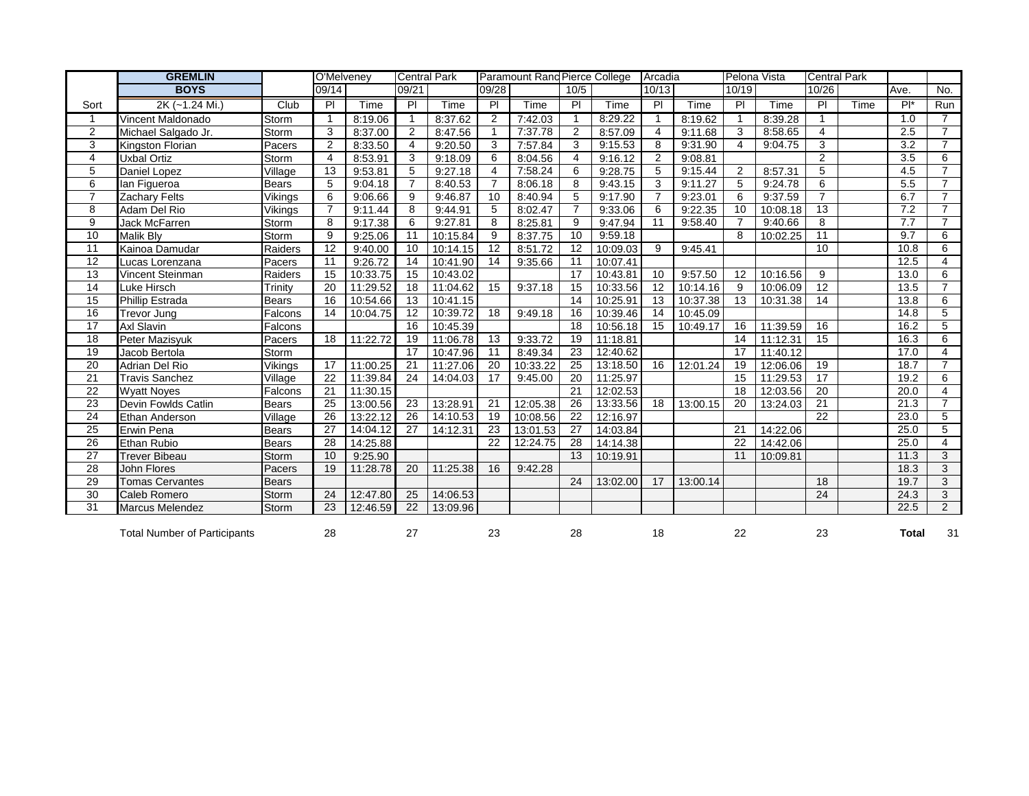| | GREMLIN | | O'Melveney | | Central Park | | Paramount Ranch | | Pierce College | | Arcadia | | Pelona Vista | | Central Park | | | |
|---|---|---|---|---|---|---|---|---|---|---|---|---|---|---|---|---|---|---|
| | BOYS | | 09/14 | | 09/21 | | 09/28 | | 10/5 | | 10/13 | | 10/19 | | 10/26 | | Ave. | No. |
| Sort | 2K (~1.24 Mi.) | Club | Pl | Time | Pl | Time | Pl | Time | Pl | Time | Pl | Time | Pl | Time | Pl | Time | Pl* | Run |
| 1 | Vincent Maldonado | Storm | 1 | 8:19.06 | 1 | 8:37.62 | 2 | 7:42.03 | 1 | 8:29.22 | 1 | 8:19.62 | 1 | 8:39.28 | 1 | | 1.0 | 7 |
| 2 | Michael Salgado Jr. | Storm | 3 | 8:37.00 | 2 | 8:47.56 | 1 | 7:37.78 | 2 | 8:57.09 | 4 | 9:11.68 | 3 | 8:58.65 | 4 | | 2.5 | 7 |
| 3 | Kingston Florian | Pacers | 2 | 8:33.50 | 4 | 9:20.50 | 3 | 7:57.84 | 3 | 9:15.53 | 8 | 9:31.90 | 4 | 9:04.75 | 3 | | 3.2 | 7 |
| 4 | Uxbal Ortiz | Storm | 4 | 8:53.91 | 3 | 9:18.09 | 6 | 8:04.56 | 4 | 9:16.12 | 2 | 9:08.81 | | | 2 | | 3.5 | 6 |
| 5 | Daniel Lopez | Village | 13 | 9:53.81 | 5 | 9:27.18 | 4 | 7:58.24 | 6 | 9:28.75 | 5 | 9:15.44 | 2 | 8:57.31 | 5 | | 4.5 | 7 |
| 6 | Ian Figueroa | Bears | 5 | 9:04.18 | 7 | 8:40.53 | 7 | 8:06.18 | 8 | 9:43.15 | 3 | 9:11.27 | 5 | 9:24.78 | 6 | | 5.5 | 7 |
| 7 | Zachary Felts | Vikings | 6 | 9:06.66 | 9 | 9:46.87 | 10 | 8:40.94 | 5 | 9:17.90 | 7 | 9:23.01 | 6 | 9:37.59 | 7 | | 6.7 | 7 |
| 8 | Adam Del Rio | Vikings | 7 | 9:11.44 | 8 | 9:44.91 | 5 | 8:02.47 | 7 | 9:33.06 | 6 | 9:22.35 | 10 | 10:08.18 | 13 | | 7.2 | 7 |
| 9 | Jack McFarren | Storm | 8 | 9:17.38 | 6 | 9:27.81 | 8 | 8:25.81 | 9 | 9:47.94 | 11 | 9:58.40 | 7 | 9:40.66 | 8 | | 7.7 | 7 |
| 10 | Malik Bly | Storm | 9 | 9:25.06 | 11 | 10:15.84 | 9 | 8:37.75 | 10 | 9:59.18 | | | 8 | 10:02.25 | 11 | | 9.7 | 6 |
| 11 | Kainoa Damudar | Raiders | 12 | 9:40.00 | 10 | 10:14.15 | 12 | 8:51.72 | 12 | 10:09.03 | 9 | 9:45.41 | | | 10 | | 10.8 | 6 |
| 12 | Lucas Lorenzana | Pacers | 11 | 9:26.72 | 14 | 10:41.90 | 14 | 9:35.66 | 11 | 10:07.41 | | | | | | | 12.5 | 4 |
| 13 | Vincent Steinman | Raiders | 15 | 10:33.75 | 15 | 10:43.02 | | | 17 | 10:43.81 | 10 | 9:57.50 | 12 | 10:16.56 | 9 | | 13.0 | 6 |
| 14 | Luke Hirsch | Trinity | 20 | 11:29.52 | 18 | 11:04.62 | 15 | 9:37.18 | 15 | 10:33.56 | 12 | 10:14.16 | 9 | 10:06.09 | 12 | | 13.5 | 7 |
| 15 | Phillip Estrada | Bears | 16 | 10:54.66 | 13 | 10:41.15 | | | 14 | 10:25.91 | 13 | 10:37.38 | 13 | 10:31.38 | 14 | | 13.8 | 6 |
| 16 | Trevor Jung | Falcons | 14 | 10:04.75 | 12 | 10:39.72 | 18 | 9:49.18 | 16 | 10:39.46 | 14 | 10:45.09 | | | | | 14.8 | 5 |
| 17 | Axl Slavin | Falcons | | | 16 | 10:45.39 | | | 18 | 10:56.18 | 15 | 10:49.17 | 16 | 11:39.59 | 16 | | 16.2 | 5 |
| 18 | Peter Mazisyuk | Pacers | 18 | 11:22.72 | 19 | 11:06.78 | 13 | 9:33.72 | 19 | 11:18.81 | | | 14 | 11:12.31 | 15 | | 16.3 | 6 |
| 19 | Jacob Bertola | Storm | | | 17 | 10:47.96 | 11 | 8:49.34 | 23 | 12:40.62 | | | 17 | 11:40.12 | | | 17.0 | 4 |
| 20 | Adrian Del Rio | Vikings | 17 | 11:00.25 | 21 | 11:27.06 | 20 | 10:33.22 | 25 | 13:18.50 | 16 | 12:01.24 | 19 | 12:06.06 | 19 | | 18.7 | 7 |
| 21 | Travis Sanchez | Village | 22 | 11:39.84 | 24 | 14:04.03 | 17 | 9:45.00 | 20 | 11:25.97 | | | 15 | 11:29.53 | 17 | | 19.2 | 6 |
| 22 | Wyatt Noyes | Falcons | 21 | 11:30.15 | | | | | 21 | 12:02.53 | | | 18 | 12:03.56 | 20 | | 20.0 | 4 |
| 23 | Devin Fowlds Catlin | Bears | 25 | 13:00.56 | 23 | 13:28.91 | 21 | 12:05.38 | 26 | 13:33.56 | 18 | 13:00.15 | 20 | 13:24.03 | 21 | | 21.3 | 7 |
| 24 | Ethan Anderson | Village | 26 | 13:22.12 | 26 | 14:10.53 | 19 | 10:08.56 | 22 | 12:16.97 | | | | | 22 | | 23.0 | 5 |
| 25 | Erwin Pena | Bears | 27 | 14:04.12 | 27 | 14:12.31 | 23 | 13:01.53 | 27 | 14:03.84 | | | 21 | 14:22.06 | | | 25.0 | 5 |
| 26 | Ethan Rubio | Bears | 28 | 14:25.88 | | | 22 | 12:24.75 | 28 | 14:14.38 | | | 22 | 14:42.06 | | | 25.0 | 4 |
| 27 | Trever Bibeau | Storm | 10 | 9:25.90 | | | | | 13 | 10:19.91 | | | 11 | 10:09.81 | | | 11.3 | 3 |
| 28 | John Flores | Pacers | 19 | 11:28.78 | 20 | 11:25.38 | 16 | 9:42.28 | | | | | | | | | 18.3 | 3 |
| 29 | Tomas Cervantes | Bears | | | | | | | 24 | 13:02.00 | 17 | 13:00.14 | | | 18 | | 19.7 | 3 |
| 30 | Caleb Romero | Storm | 24 | 12:47.80 | 25 | 14:06.53 | | | | | | | | | 24 | | 24.3 | 3 |
| 31 | Marcus Melendez | Storm | 23 | 12:46.59 | 22 | 13:09.96 | | | | | | | | | | | 22.5 | 2 |
| | Total Number of Participants | | 28 | | 27 | | 23 | | 28 | | 18 | | 22 | | 23 | | **Total** | 31 |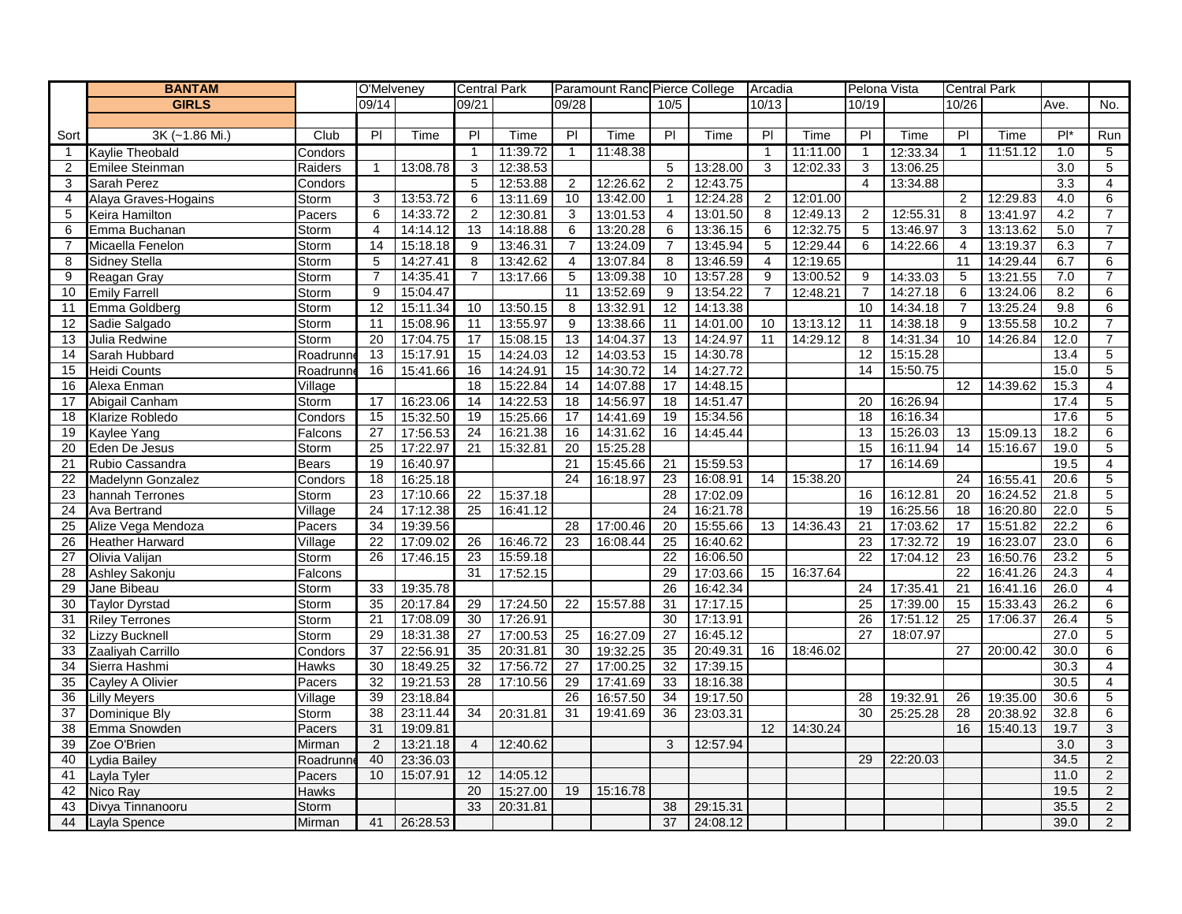| | BANTAM | | O'Melveney | | Central Park | | Paramount Ranc | | Pierce College | | Arcadia | | Pelona Vista | | Central Park | | | |
|---|---|---|---|---|---|---|---|---|---|---|---|---|---|---|---|---|---|---|
| | GIRLS | | 09/14 | | 09/21 | | 09/28 | | 10/5 | | 10/13 | | 10/19 | | 10/26 | | Ave. | No. |
| Sort | 3K (~1.86 Mi.) | Club | Pl | Time | Pl | Time | Pl | Time | Pl | Time | Pl | Time | Pl | Time | Pl | Time | Pl* | Run |
| 1 | Kaylie Theobald | Condors | | | 1 | 11:39.72 | 1 | 11:48.38 | | | 1 | 11:11.00 | 1 | 12:33.34 | 1 | 11:51.12 | 1.0 | 5 |
| 2 | Emilee Steinman | Raiders | 1 | 13:08.78 | 3 | 12:38.53 | | | 5 | 13:28.00 | 3 | 12:02.33 | 3 | 13:06.25 | | | 3.0 | 5 |
| 3 | Sarah Perez | Condors | | | 5 | 12:53.88 | 2 | 12:26.62 | 2 | 12:43.75 | | | 4 | 13:34.88 | | | 3.3 | 4 |
| 4 | Alaya Graves-Hogains | Storm | 3 | 13:53.72 | 6 | 13:11.69 | 10 | 13:42.00 | 1 | 12:24.28 | 2 | 12:01.00 | | | 2 | 12:29.83 | 4.0 | 6 |
| 5 | Keira Hamilton | Pacers | 6 | 14:33.72 | 2 | 12:30.81 | 3 | 13:01.53 | 4 | 13:01.50 | 8 | 12:49.13 | 2 | 12:55.31 | 8 | 13:41.97 | 4.2 | 7 |
| 6 | Emma Buchanan | Storm | 4 | 14:14.12 | 13 | 14:18.88 | 6 | 13:20.28 | 6 | 13:36.15 | 6 | 12:32.75 | 5 | 13:46.97 | 3 | 13:13.62 | 5.0 | 7 |
| 7 | Micaella Fenelon | Storm | 14 | 15:18.18 | 9 | 13:46.31 | 7 | 13:24.09 | 7 | 13:45.94 | 5 | 12:29.44 | 6 | 14:22.66 | 4 | 13:19.37 | 6.3 | 7 |
| 8 | Sidney Stella | Storm | 5 | 14:27.41 | 8 | 13:42.62 | 4 | 13:07.84 | 8 | 13:46.59 | 4 | 12:19.65 | | | 11 | 14:29.44 | 6.7 | 6 |
| 9 | Reagan Gray | Storm | 7 | 14:35.41 | 7 | 13:17.66 | 5 | 13:09.38 | 10 | 13:57.28 | 9 | 13:00.52 | 9 | 14:33.03 | 5 | 13:21.55 | 7.0 | 7 |
| 10 | Emily Farrell | Storm | 9 | 15:04.47 | | | 11 | 13:52.69 | 9 | 13:54.22 | 7 | 12:48.21 | 7 | 14:27.18 | 6 | 13:24.06 | 8.2 | 6 |
| 11 | Emma Goldberg | Storm | 12 | 15:11.34 | 10 | 13:50.15 | 8 | 13:32.91 | 12 | 14:13.38 | | | 10 | 14:34.18 | 7 | 13:25.24 | 9.8 | 6 |
| 12 | Sadie Salgado | Storm | 11 | 15:08.96 | 11 | 13:55.97 | 9 | 13:38.66 | 11 | 14:01.00 | 10 | 13:13.12 | 11 | 14:38.18 | 9 | 13:55.58 | 10.2 | 7 |
| 13 | Julia Redwine | Storm | 20 | 17:04.75 | 17 | 15:08.15 | 13 | 14:04.37 | 13 | 14:24.97 | 11 | 14:29.12 | 8 | 14:31.34 | 10 | 14:26.84 | 12.0 | 7 |
| 14 | Sarah Hubbard | Roadrunne | 13 | 15:17.91 | 15 | 14:24.03 | 12 | 14:03.53 | 15 | 14:30.78 | | | 12 | 15:15.28 | | | 13.4 | 5 |
| 15 | Heidi Counts | Roadrunne | 16 | 15:41.66 | 16 | 14:24.91 | 15 | 14:30.72 | 14 | 14:27.72 | | | 14 | 15:50.75 | | | 15.0 | 5 |
| 16 | Alexa Enman | Village | | | 18 | 15:22.84 | 14 | 14:07.88 | 17 | 14:48.15 | | | | | 12 | 14:39.62 | 15.3 | 4 |
| 17 | Abigail Canham | Storm | 17 | 16:23.06 | 14 | 14:22.53 | 18 | 14:56.97 | 18 | 14:51.47 | | | 20 | 16:26.94 | | | 17.4 | 5 |
| 18 | Klarize Robledo | Condors | 15 | 15:32.50 | 19 | 15:25.66 | 17 | 14:41.69 | 19 | 15:34.56 | | | 18 | 16:16.34 | | | 17.6 | 5 |
| 19 | Kaylee Yang | Falcons | 27 | 17:56.53 | 24 | 16:21.38 | 16 | 14:31.62 | 16 | 14:45.44 | | | 13 | 15:26.03 | 13 | 15:09.13 | 18.2 | 6 |
| 20 | Eden De Jesus | Storm | 25 | 17:22.97 | 21 | 15:32.81 | 20 | 15:25.28 | | | | | 15 | 16:11.94 | 14 | 15:16.67 | 19.0 | 5 |
| 21 | Rubio Cassandra | Bears | 19 | 16:40.97 | | | 21 | 15:45.66 | 21 | 15:59.53 | | | 17 | 16:14.69 | | | 19.5 | 4 |
| 22 | Madelynn Gonzalez | Condors | 18 | 16:25.18 | | | 24 | 16:18.97 | 23 | 16:08.91 | 14 | 15:38.20 | | | 24 | 16:55.41 | 20.6 | 5 |
| 23 | hannah Terrones | Storm | 23 | 17:10.66 | 22 | 15:37.18 | | | 28 | 17:02.09 | | | 16 | 16:12.81 | 20 | 16:24.52 | 21.8 | 5 |
| 24 | Ava Bertrand | Village | 24 | 17:12.38 | 25 | 16:41.12 | | | 24 | 16:21.78 | | | 19 | 16:25.56 | 18 | 16:20.80 | 22.0 | 5 |
| 25 | Alize Vega Mendoza | Pacers | 34 | 19:39.56 | | | 28 | 17:00.46 | 20 | 15:55.66 | 13 | 14:36.43 | 21 | 17:03.62 | 17 | 15:51.82 | 22.2 | 6 |
| 26 | Heather Harward | Village | 22 | 17:09.02 | 26 | 16:46.72 | 23 | 16:08.44 | 25 | 16:40.62 | | | 23 | 17:32.72 | 19 | 16:23.07 | 23.0 | 6 |
| 27 | Olivia Valijan | Storm | 26 | 17:46.15 | 23 | 15:59.18 | | | 22 | 16:06.50 | | | 22 | 17:04.12 | 23 | 16:50.76 | 23.2 | 5 |
| 28 | Ashley Sakonju | Falcons | | | 31 | 17:52.15 | | | 29 | 17:03.66 | 15 | 16:37.64 | | | 22 | 16:41.26 | 24.3 | 4 |
| 29 | Jane Bibeau | Storm | 33 | 19:35.78 | | | | | 26 | 16:42.34 | | | 24 | 17:35.41 | 21 | 16:41.16 | 26.0 | 4 |
| 30 | Taylor Dyrstad | Storm | 35 | 20:17.84 | 29 | 17:24.50 | 22 | 15:57.88 | 31 | 17:17.15 | | | 25 | 17:39.00 | 15 | 15:33.43 | 26.2 | 6 |
| 31 | Riley Terrones | Storm | 21 | 17:08.09 | 30 | 17:26.91 | | | 30 | 17:13.91 | | | 26 | 17:51.12 | 25 | 17:06.37 | 26.4 | 5 |
| 32 | Lizzy Bucknell | Storm | 29 | 18:31.38 | 27 | 17:00.53 | 25 | 16:27.09 | 27 | 16:45.12 | | | 27 | 18:07.97 | | | 27.0 | 5 |
| 33 | Zaaliyah Carrillo | Condors | 37 | 22:56.91 | 35 | 20:31.81 | 30 | 19:32.25 | 35 | 20:49.31 | 16 | 18:46.02 | | | 27 | 20:00.42 | 30.0 | 6 |
| 34 | Sierra Hashmi | Hawks | 30 | 18:49.25 | 32 | 17:56.72 | 27 | 17:00.25 | 32 | 17:39.15 | | | | | | | 30.3 | 4 |
| 35 | Cayley A Olivier | Pacers | 32 | 19:21.53 | 28 | 17:10.56 | 29 | 17:41.69 | 33 | 18:16.38 | | | | | | | 30.5 | 4 |
| 36 | Lilly Meyers | Village | 39 | 23:18.84 | | | 26 | 16:57.50 | 34 | 19:17.50 | | | 28 | 19:32.91 | 26 | 19:35.00 | 30.6 | 5 |
| 37 | Dominique Bly | Storm | 38 | 23:11.44 | 34 | 20:31.81 | 31 | 19:41.69 | 36 | 23:03.31 | | | 30 | 25:25.28 | 28 | 20:38.92 | 32.8 | 6 |
| 38 | Emma Snowden | Pacers | 31 | 19:09.81 | | | | | | | 12 | 14:30.24 | | | 16 | 15:40.13 | 19.7 | 3 |
| 39 | Zoe O'Brien | Mirman | 2 | 13:21.18 | 4 | 12:40.62 | | | 3 | 12:57.94 | | | | | | | 3.0 | 3 |
| 40 | Lydia Bailey | Roadrunne | 40 | 23:36.03 | | | | | | | | | 29 | 22:20.03 | | | 34.5 | 2 |
| 41 | Layla Tyler | Pacers | 10 | 15:07.91 | 12 | 14:05.12 | | | | | | | | | | | 11.0 | 2 |
| 42 | Nico Ray | Hawks | | | 20 | 15:27.00 | 19 | 15:16.78 | | | | | | | | | 19.5 | 2 |
| 43 | Divya Tinnanooru | Storm | | | 33 | 20:31.81 | | | 38 | 29:15.31 | | | | | | | 35.5 | 2 |
| 44 | Layla Spence | Mirman | 41 | 26:28.53 | | | | | 37 | 24:08.12 | | | | | | | 39.0 | 2 |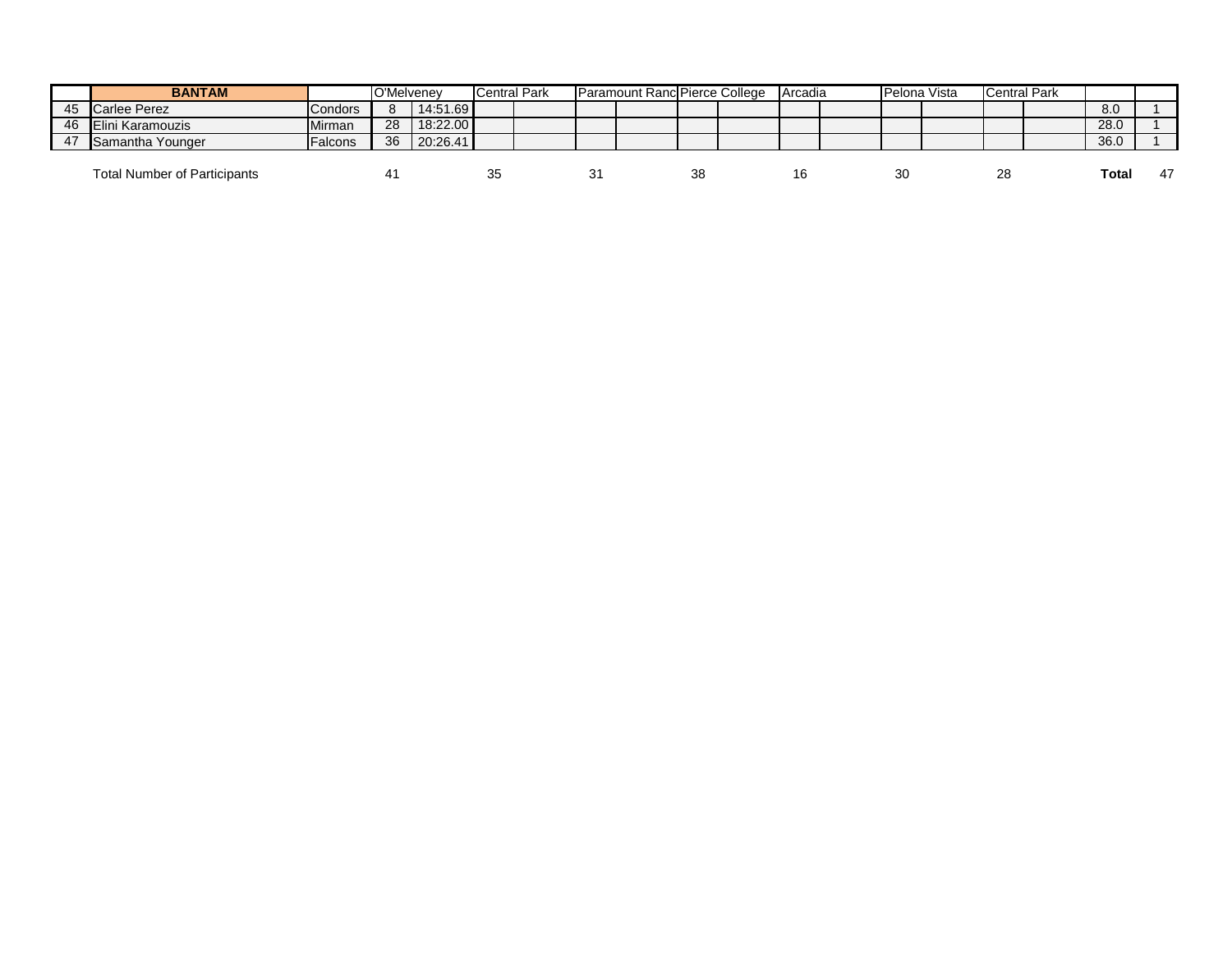| | BANTAM | | O'Melveney | | Central Park | | Paramount Ranc | | Pierce College | | Arcadia | | Pelona Vista | | Central Park | | | |
|---|---|---|---|---|---|---|---|---|---|---|---|---|---|---|---|---|---|---|
| 45 | Carlee Perez | Condors | 8 | 14:51.69 | | | | | | | | | | | | | 8.0 | 1 |
| 46 | Elini Karamouzis | Mirman | 28 | 18:22.00 | | | | | | | | | | | | | 28.0 | 1 |
| 47 | Samantha Younger | Falcons | 36 | 20:26.41 | | | | | | | | | | | | | 36.0 | 1 |
| | Total Number of Participants | | 41 | | 35 | | 31 | | 38 | | 16 | | 30 | | 28 | | **Total** | 47 |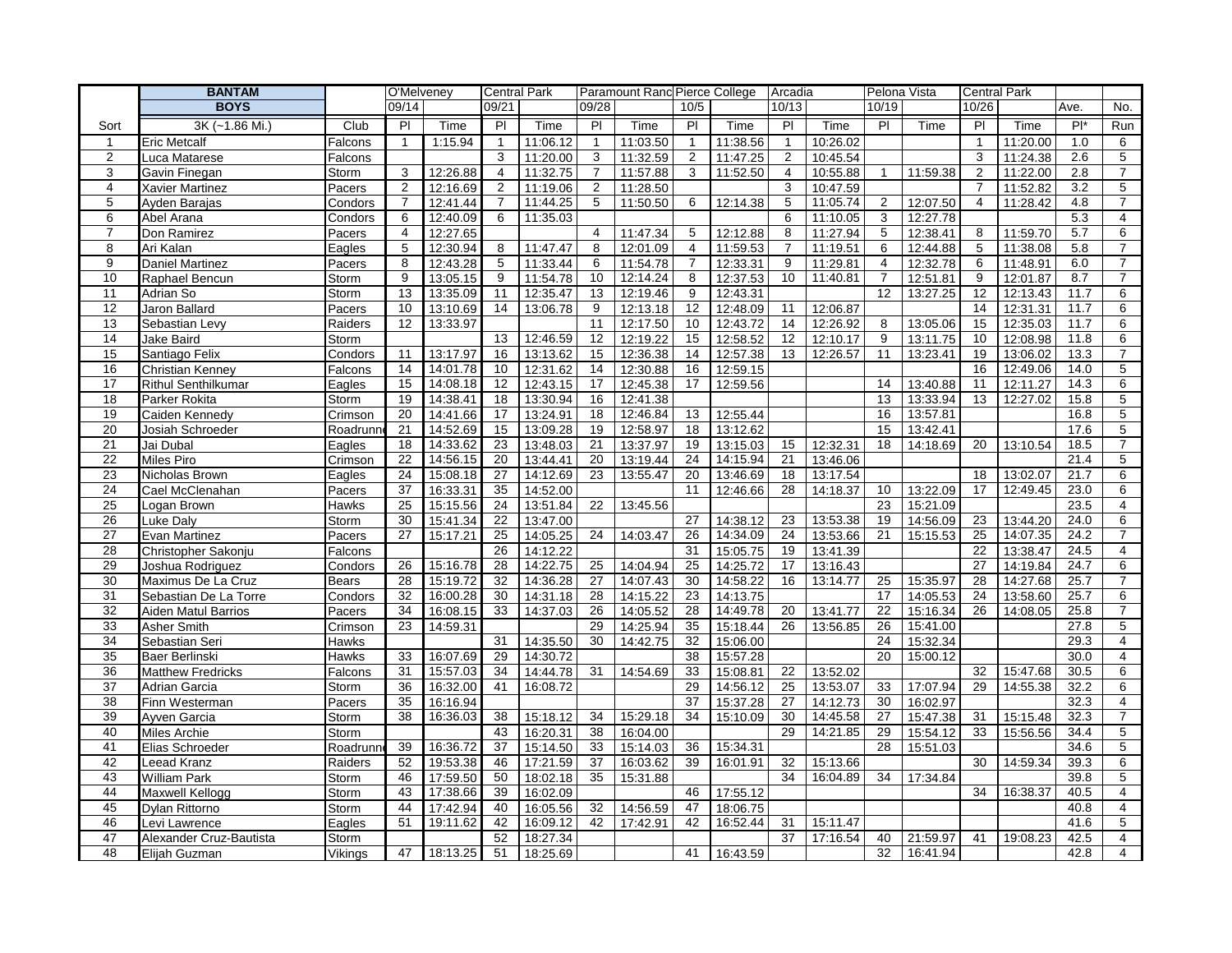| | BANTAM | | O'Melveney | | Central Park | | Paramount Ranc | | Pierce College | | Arcadia | | Pelona Vista | | Central Park | | | |
|---|---|---|---|---|---|---|---|---|---|---|---|---|---|---|---|---|---|---|
| | BOYS | | 09/14 | | 09/21 | | 09/28 | | 10/5 | | 10/13 | | 10/19 | | 10/26 | | Ave. | No. |
| Sort | 3K (~1.86 Mi.) | Club | Pl | Time | Pl | Time | Pl | Time | Pl | Time | Pl | Time | Pl | Time | Pl | Time | Pl* | Run |
| 1 | Eric Metcalf | Falcons | 1 | 1:15.94 | 1 | 11:06.12 | 1 | 11:03.50 | 1 | 11:38.56 | 1 | 10:26.02 | | | 1 | 11:20.00 | 1.0 | 6 |
| 2 | Luca Matarese | Falcons | | | 3 | 11:20.00 | 3 | 11:32.59 | 2 | 11:47.25 | 2 | 10:45.54 | | | 3 | 11:24.38 | 2.6 | 5 |
| 3 | Gavin Finegan | Storm | 3 | 12:26.88 | 4 | 11:32.75 | 7 | 11:57.88 | 3 | 11:52.50 | 4 | 10:55.88 | 1 | 11:59.38 | 2 | 11:22.00 | 2.8 | 7 |
| 4 | Xavier Martinez | Pacers | 2 | 12:16.69 | 2 | 11:19.06 | 2 | 11:28.50 | | | 3 | 10:47.59 | | | 7 | 11:52.82 | 3.2 | 5 |
| 5 | Ayden Barajas | Condors | 7 | 12:41.44 | 7 | 11:44.25 | 5 | 11:50.50 | 6 | 12:14.38 | 5 | 11:05.74 | 2 | 12:07.50 | 4 | 11:28.42 | 4.8 | 7 |
| 6 | Abel Arana | Condors | 6 | 12:40.09 | 6 | 11:35.03 | | | | | 6 | 11:10.05 | 3 | 12:27.78 | | | 5.3 | 4 |
| 7 | Don Ramirez | Pacers | 4 | 12:27.65 | | | 4 | 11:47.34 | 5 | 12:12.88 | 8 | 11:27.94 | 5 | 12:38.41 | 8 | 11:59.70 | 5.7 | 6 |
| 8 | Ari Kalan | Eagles | 5 | 12:30.94 | 8 | 11:47.47 | 8 | 12:01.09 | 4 | 11:59.53 | 7 | 11:19.51 | 6 | 12:44.88 | 5 | 11:38.08 | 5.8 | 7 |
| 9 | Daniel Martinez | Pacers | 8 | 12:43.28 | 5 | 11:33.44 | 6 | 11:54.78 | 7 | 12:33.31 | 9 | 11:29.81 | 4 | 12:32.78 | 6 | 11:48.91 | 6.0 | 7 |
| 10 | Raphael Bencun | Storm | 9 | 13:05.15 | 9 | 11:54.78 | 10 | 12:14.24 | 8 | 12:37.53 | 10 | 11:40.81 | 7 | 12:51.81 | 9 | 12:01.87 | 8.7 | 7 |
| 11 | Adrian So | Storm | 13 | 13:35.09 | 11 | 12:35.47 | 13 | 12:19.46 | 9 | 12:43.31 | | | 12 | 13:27.25 | 12 | 12:13.43 | 11.7 | 6 |
| 12 | Jaron Ballard | Pacers | 10 | 13:10.69 | 14 | 13:06.78 | 9 | 12:13.18 | 12 | 12:48.09 | 11 | 12:06.87 | | | 14 | 12:31.31 | 11.7 | 6 |
| 13 | Sebastian Levy | Raiders | 12 | 13:33.97 | | | 11 | 12:17.50 | 10 | 12:43.72 | 14 | 12:26.92 | 8 | 13:05.06 | 15 | 12:35.03 | 11.7 | 6 |
| 14 | Jake Baird | Storm | | | 13 | 12:46.59 | 12 | 12:19.22 | 15 | 12:58.52 | 12 | 12:10.17 | 9 | 13:11.75 | 10 | 12:08.98 | 11.8 | 6 |
| 15 | Santiago Felix | Condors | 11 | 13:17.97 | 16 | 13:13.62 | 15 | 12:36.38 | 14 | 12:57.38 | 13 | 12:26.57 | 11 | 13:23.41 | 19 | 13:06.02 | 13.3 | 7 |
| 16 | Christian Kenney | Falcons | 14 | 14:01.78 | 10 | 12:31.62 | 14 | 12:30.88 | 16 | 12:59.15 | | | | | 16 | 12:49.06 | 14.0 | 5 |
| 17 | Rithul Senthilkumar | Eagles | 15 | 14:08.18 | 12 | 12:43.15 | 17 | 12:45.38 | 17 | 12:59.56 | | | 14 | 13:40.88 | 11 | 12:11.27 | 14.3 | 6 |
| 18 | Parker Rokita | Storm | 19 | 14:38.41 | 18 | 13:30.94 | 16 | 12:41.38 | | | | | 13 | 13:33.94 | 13 | 12:27.02 | 15.8 | 5 |
| 19 | Caiden Kennedy | Crimson | 20 | 14:41.66 | 17 | 13:24.91 | 18 | 12:46.84 | 13 | 12:55.44 | | | 16 | 13:57.81 | | | 16.8 | 5 |
| 20 | Josiah Schroeder | Roadrunn | 21 | 14:52.69 | 15 | 13:09.28 | 19 | 12:58.97 | 18 | 13:12.62 | | | 15 | 13:42.41 | | | 17.6 | 5 |
| 21 | Jai Dubal | Eagles | 18 | 14:33.62 | 23 | 13:48.03 | 21 | 13:37.97 | 19 | 13:15.03 | 15 | 12:32.31 | 18 | 14:18.69 | 20 | 13:10.54 | 18.5 | 7 |
| 22 | Miles Piro | Crimson | 22 | 14:56.15 | 20 | 13:44.41 | 20 | 13:19.44 | 24 | 14:15.94 | 21 | 13:46.06 | | | | | 21.4 | 5 |
| 23 | Nicholas Brown | Eagles | 24 | 15:08.18 | 27 | 14:12.69 | 23 | 13:55.47 | 20 | 13:46.69 | 18 | 13:17.54 | | | 18 | 13:02.07 | 21.7 | 6 |
| 24 | Cael McClenahan | Pacers | 37 | 16:33.31 | 35 | 14:52.00 | | | 11 | 12:46.66 | 28 | 14:18.37 | 10 | 13:22.09 | 17 | 12:49.45 | 23.0 | 6 |
| 25 | Logan Brown | Hawks | 25 | 15:15.56 | 24 | 13:51.84 | 22 | 13:45.56 | | | | | 23 | 15:21.09 | | | 23.5 | 4 |
| 26 | Luke Daly | Storm | 30 | 15:41.34 | 22 | 13:47.00 | | | 27 | 14:38.12 | 23 | 13:53.38 | 19 | 14:56.09 | 23 | 13:44.20 | 24.0 | 6 |
| 27 | Evan Martinez | Pacers | 27 | 15:17.21 | 25 | 14:05.25 | 24 | 14:03.47 | 26 | 14:34.09 | 24 | 13:53.66 | 21 | 15:15.53 | 25 | 14:07.35 | 24.2 | 7 |
| 28 | Christopher Sakonju | Falcons | | | 26 | 14:12.22 | | | 31 | 15:05.75 | 19 | 13:41.39 | | | 22 | 13:38.47 | 24.5 | 4 |
| 29 | Joshua Rodriguez | Condors | 26 | 15:16.78 | 28 | 14:22.75 | 25 | 14:04.94 | 25 | 14:25.72 | 17 | 13:16.43 | | | 27 | 14:19.84 | 24.7 | 6 |
| 30 | Maximus De La Cruz | Bears | 28 | 15:19.72 | 32 | 14:36.28 | 27 | 14:07.43 | 30 | 14:58.22 | 16 | 13:14.77 | 25 | 15:35.97 | 28 | 14:27.68 | 25.7 | 7 |
| 31 | Sebastian De La Torre | Condors | 32 | 16:00.28 | 30 | 14:31.18 | 28 | 14:15.22 | 23 | 14:13.75 | | | 17 | 14:05.53 | 24 | 13:58.60 | 25.7 | 6 |
| 32 | Aiden Matul Barrios | Pacers | 34 | 16:08.15 | 33 | 14:37.03 | 26 | 14:05.52 | 28 | 14:49.78 | 20 | 13:41.77 | 22 | 15:16.34 | 26 | 14:08.05 | 25.8 | 7 |
| 33 | Asher Smith | Crimson | 23 | 14:59.31 | | | 29 | 14:25.94 | 35 | 15:18.44 | 26 | 13:56.85 | 26 | 15:41.00 | | | 27.8 | 5 |
| 34 | Sebastian Seri | Hawks | | | 31 | 14:35.50 | 30 | 14:42.75 | 32 | 15:06.00 | | | 24 | 15:32.34 | | | 29.3 | 4 |
| 35 | Baer Berlinski | Hawks | 33 | 16:07.69 | 29 | 14:30.72 | | | 38 | 15:57.28 | | | 20 | 15:00.12 | | | 30.0 | 4 |
| 36 | Matthew Fredricks | Falcons | 31 | 15:57.03 | 34 | 14:44.78 | 31 | 14:54.69 | 33 | 15:08.81 | 22 | 13:52.02 | | | 32 | 15:47.68 | 30.5 | 6 |
| 37 | Adrian Garcia | Storm | 36 | 16:32.00 | 41 | 16:08.72 | | | 29 | 14:56.12 | 25 | 13:53.07 | 33 | 17:07.94 | 29 | 14:55.38 | 32.2 | 6 |
| 38 | Finn Westerman | Pacers | 35 | 16:16.94 | | | | | 37 | 15:37.28 | 27 | 14:12.73 | 30 | 16:02.97 | | | 32.3 | 4 |
| 39 | Ayven Garcia | Storm | 38 | 16:36.03 | 38 | 15:18.12 | 34 | 15:29.18 | 34 | 15:10.09 | 30 | 14:45.58 | 27 | 15:47.38 | 31 | 15:15.48 | 32.3 | 7 |
| 40 | Miles Archie | Storm | | | 43 | 16:20.31 | 38 | 16:04.00 | | | 29 | 14:21.85 | 29 | 15:54.12 | 33 | 15:56.56 | 34.4 | 5 |
| 41 | Elias Schroeder | Roadrunn | 39 | 16:36.72 | 37 | 15:14.50 | 33 | 15:14.03 | 36 | 15:34.31 | | | 28 | 15:51.03 | | | 34.6 | 5 |
| 42 | Leead Kranz | Raiders | 52 | 19:53.38 | 46 | 17:21.59 | 37 | 16:03.62 | 39 | 16:01.91 | 32 | 15:13.66 | | | 30 | 14:59.34 | 39.3 | 6 |
| 43 | William Park | Storm | 46 | 17:59.50 | 50 | 18:02.18 | 35 | 15:31.88 | | | 34 | 16:04.89 | 34 | 17:34.84 | | | 39.8 | 5 |
| 44 | Maxwell Kellogg | Storm | 43 | 17:38.66 | 39 | 16:02.09 | | | 46 | 17:55.12 | | | | | 34 | 16:38.37 | 40.5 | 4 |
| 45 | Dylan Rittorno | Storm | 44 | 17:42.94 | 40 | 16:05.56 | 32 | 14:56.59 | 47 | 18:06.75 | | | | | | | 40.8 | 4 |
| 46 | Levi Lawrence | Eagles | 51 | 19:11.62 | 42 | 16:09.12 | 42 | 17:42.91 | 42 | 16:52.44 | 31 | 15:11.47 | | | | | 41.6 | 5 |
| 47 | Alexander Cruz-Bautista | Storm | | | 52 | 18:27.34 | | | | | 37 | 17:16.54 | 40 | 21:59.97 | 41 | 19:08.23 | 42.5 | 4 |
| 48 | Elijah Guzman | Vikings | 47 | 18:13.25 | 51 | 18:25.69 | | | 41 | 16:43.59 | | | 32 | 16:41.94 | | | 42.8 | 4 |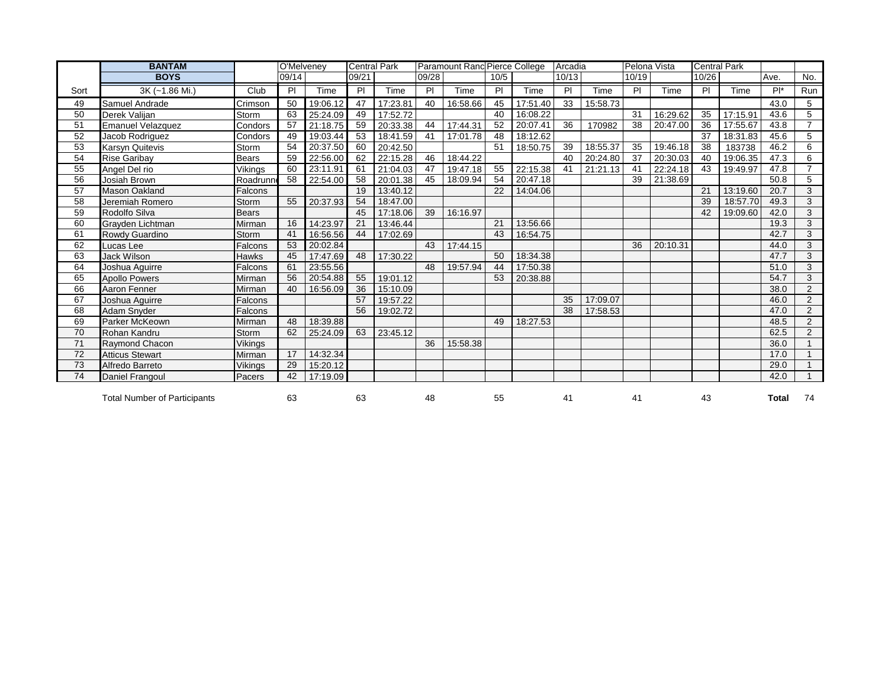| Sort | BANTAM BOYS 3K (~1.86 Mi.) | Club | O'Melveney 09/14 Pl | Time | Central Park 09/21 Pl | Time | Paramount Ranch 09/28 Pl | Time | Pierce College 10/5 Pl | Time | Arcadia 10/13 Pl | Time | Pelona Vista 10/19 Pl | Time | Central Park 10/26 Pl | Time | Ave. Pl* | No. Run |
|---|---|---|---|---|---|---|---|---|---|---|---|---|---|---|---|---|---|---|
| 49 | Samuel Andrade | Crimson | 50 | 19:06.12 | 47 | 17:23.81 | 40 | 16:58.66 | 45 | 17:51.40 | 33 | 15:58.73 | | | | | 43.0 | 5 |
| 50 | Derek Valijan | Storm | 63 | 25:24.09 | 49 | 17:52.72 | | | 40 | 16:08.22 | | | 31 | 16:29.62 | 35 | 17:15.91 | 43.6 | 5 |
| 51 | Emanuel Velazquez | Condors | 57 | 21:18.75 | 59 | 20:33.38 | 44 | 17:44.31 | 52 | 20:07.41 | 36 | 170982 | 38 | 20:47.00 | 36 | 17:55.67 | 43.8 | 7 |
| 52 | Jacob Rodriguez | Condors | 49 | 19:03.44 | 53 | 18:41.59 | 41 | 17:01.78 | 48 | 18:12.62 | | | | | 37 | 18:31.83 | 45.6 | 5 |
| 53 | Karsyn Quitevis | Storm | 54 | 20:37.50 | 60 | 20:42.50 | | | 51 | 18:50.75 | 39 | 18:55.37 | 35 | 19:46.18 | 38 | 183738 | 46.2 | 6 |
| 54 | Rise Garibay | Bears | 59 | 22:56.00 | 62 | 22:15.28 | 46 | 18:44.22 | | | 40 | 20:24.80 | 37 | 20:30.03 | 40 | 19:06.35 | 47.3 | 6 |
| 55 | Angel Del rio | Vikings | 60 | 23:11.91 | 61 | 21:04.03 | 47 | 19:47.18 | 55 | 22:15.38 | 41 | 21:21.13 | 41 | 22:24.18 | 43 | 19:49.97 | 47.8 | 7 |
| 56 | Josiah Brown | Roadrunn | 58 | 22:54.00 | 58 | 20:01.38 | 45 | 18:09.94 | 54 | 20:47.18 | | | 39 | 21:38.69 | | | 50.8 | 5 |
| 57 | Mason Oakland | Falcons | | | 19 | 13:40.12 | | | 22 | 14:04.06 | | | | | 21 | 13:19.60 | 20.7 | 3 |
| 58 | Jeremiah Romero | Storm | 55 | 20:37.93 | 54 | 18:47.00 | | | | | | | | | 39 | 18:57.70 | 49.3 | 3 |
| 59 | Rodolfo Silva | Bears | | | 45 | 17:18.06 | 39 | 16:16.97 | | | | | | | 42 | 19:09.60 | 42.0 | 3 |
| 60 | Grayden Lichtman | Mirman | 16 | 14:23.97 | 21 | 13:46.44 | | | 21 | 13:56.66 | | | | | | | 19.3 | 3 |
| 61 | Rowdy Guardino | Storm | 41 | 16:56.56 | 44 | 17:02.69 | | | 43 | 16:54.75 | | | | | | | 42.7 | 3 |
| 62 | Lucas Lee | Falcons | 53 | 20:02.84 | | | 43 | 17:44.15 | | | | | 36 | 20:10.31 | | | 44.0 | 3 |
| 63 | Jack Wilson | Hawks | 45 | 17:47.69 | 48 | 17:30.22 | | | 50 | 18:34.38 | | | | | | | 47.7 | 3 |
| 64 | Joshua Aguirre | Falcons | 61 | 23:55.56 | | | 48 | 19:57.94 | 44 | 17:50.38 | | | | | | | 51.0 | 3 |
| 65 | Apollo Powers | Mirman | 56 | 20:54.88 | 55 | 19:01.12 | | | 53 | 20:38.88 | | | | | | | 54.7 | 3 |
| 66 | Aaron Fenner | Mirman | 40 | 16:56.09 | 36 | 15:10.09 | | | | | | | | | | | 38.0 | 2 |
| 67 | Joshua Aguirre | Falcons | | | 57 | 19:57.22 | | | | | 35 | 17:09.07 | | | | | 46.0 | 2 |
| 68 | Adam Snyder | Falcons | | | 56 | 19:02.72 | | | | | 38 | 17:58.53 | | | | | 47.0 | 2 |
| 69 | Parker McKeown | Mirman | 48 | 18:39.88 | | | | | 49 | 18:27.53 | | | | | | | 48.5 | 2 |
| 70 | Rohan Kandru | Storm | 62 | 25:24.09 | 63 | 23:45.12 | | | | | | | | | | | 62.5 | 2 |
| 71 | Raymond Chacon | Vikings | | | | | 36 | 15:58.38 | | | | | | | | | 36.0 | 1 |
| 72 | Atticus Stewart | Mirman | 17 | 14:32.34 | | | | | | | | | | | | | 17.0 | 1 |
| 73 | Alfredo Barreto | Vikings | 29 | 15:20.12 | | | | | | | | | | | | | 29.0 | 1 |
| 74 | Daniel Frangoul | Pacers | 42 | 17:19.09 | | | | | | | | | | | | | 42.0 | 1 |
| | Total Number of Participants | | 63 | | 63 | | 48 | | 55 | | 41 | | 41 | | 43 | | **Total** | 74 |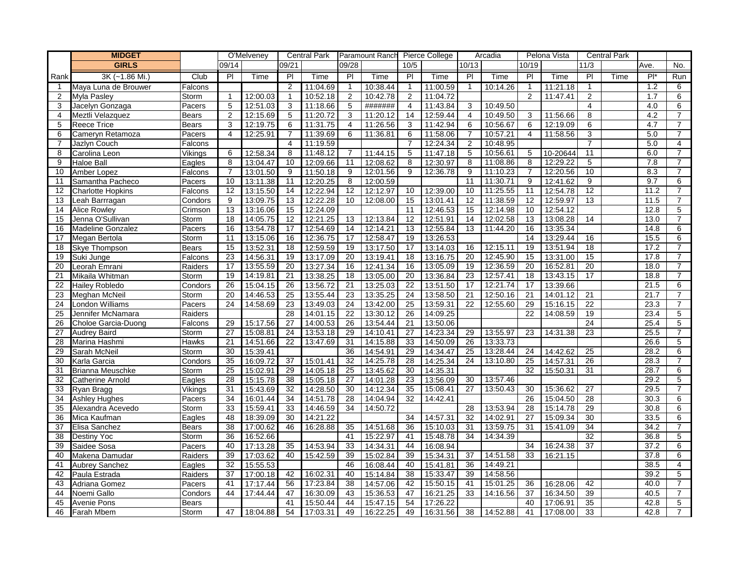| | MIDGET | | O'Melveney | | Central Park | | Paramount Ranch | | Pierce College | | Arcadia | | Pelona Vista | | Central Park | | | |
|---|---|---|---|---|---|---|---|---|---|---|---|---|---|---|---|---|---|---|
| | GIRLS | | 09/14 | | 09/21 | | 09/28 | | 10/5 | | 10/13 | | 10/19 | | 11/3 | | Ave. | No. |
| Rank | 3K (~1.86 Mi.) | Club | Pl | Time | Pl | Time | Pl | Time | Pl | Time | Pl | Time | Pl | Time | Pl | Time | Pl* | Run |
| 1 | Maya Luna de Brouwer | Falcons | | | 2 | 11:04.69 | 1 | 10:38.44 | 1 | 11:00.59 | 1 | 10:14.26 | 1 | 11:21.18 | 1 | | 1.2 | 6 |
| 2 | Myla Pasley | Storm | 1 | 12:00.03 | 1 | 10:52.18 | 2 | 10:42.78 | 2 | 11:04.72 | | | 2 | 11:47.41 | 2 | | 1.7 | 6 |
| 3 | Jacelyn Gonzaga | Pacers | 5 | 12:51.03 | 3 | 11:18.66 | 5 | ####### | 4 | 11:43.84 | 3 | 10:49.50 | | | 4 | | 4.0 | 6 |
| 4 | Meztli Velazquez | Bears | 2 | 12:15.69 | 5 | 11:20.72 | 3 | 11:20.12 | 14 | 12:59.44 | 4 | 10:49.50 | 3 | 11:56.66 | 8 | | 4.2 | 7 |
| 5 | Reece Trice | Bears | 3 | 12:19.75 | 6 | 11:31.75 | 4 | 11:26.56 | 3 | 11:42.94 | 6 | 10:56.67 | 6 | 12:19.09 | 6 | | 4.7 | 7 |
| 6 | Cameryn Retamoza | Pacers | 4 | 12:25.91 | 7 | 11:39.69 | 6 | 11:36.81 | 6 | 11:58.06 | 7 | 10:57.21 | 4 | 11:58.56 | 3 | | 5.0 | 7 |
| 7 | Jazlyn Couch | Falcons | | | 4 | 11:19.59 | | | 7 | 12:24.34 | 2 | 10:48.95 | | | 7 | | 5.0 | 4 |
| 8 | Carolina Leon | Vikings | 6 | 12:58.34 | 8 | 11:48.12 | 7 | 11:44.15 | 5 | 11:47.18 | 5 | 10:56.61 | 5 | 10-20644 | 11 | | 6.0 | 7 |
| 9 | Haloe Ball | Eagles | 8 | 13:04.47 | 10 | 12:09.66 | 11 | 12:08.62 | 8 | 12:30.97 | 8 | 11:08.86 | 8 | 12:29.22 | 5 | | 7.8 | 7 |
| 10 | Amber Lopez | Falcons | 7 | 13:01.50 | 9 | 11:50.18 | 9 | 12:01.56 | 9 | 12:36.78 | 9 | 11:10.23 | 7 | 12:20.56 | 10 | | 8.3 | 7 |
| 11 | Samantha Pacheco | Pacers | 10 | 13:11.38 | 11 | 12:20.25 | 8 | 12:00.59 | | | 11 | 11:30.71 | 9 | 12:41.62 | 9 | | 9.7 | 6 |
| 12 | Charlotte Hopkins | Falcons | 12 | 13:15.50 | 14 | 12:22.94 | 12 | 12:12.97 | 10 | 12:39.00 | 10 | 11:25.55 | 11 | 12:54.78 | 12 | | 11.2 | 7 |
| 13 | Leah Barrragan | Condors | 9 | 13:09.75 | 13 | 12:22.28 | 10 | 12:08.00 | 15 | 13:01.41 | 12 | 11:38.59 | 12 | 12:59.97 | 13 | | 11.5 | 7 |
| 14 | Alice Rowley | Crimson | 13 | 13:16.06 | 15 | 12:24.09 | | | 11 | 12:46.53 | 15 | 12:14.98 | 10 | 12:54.12 | | | 12.8 | 5 |
| 15 | Jenna O'Sullivan | Storm | 18 | 14:05.75 | 12 | 12:21.25 | 13 | 12:13.84 | 12 | 12:51.91 | 14 | 12:02.58 | 13 | 13:08.28 | 14 | | 13.0 | 7 |
| 16 | Madeline Gonzalez | Pacers | 16 | 13:54.78 | 17 | 12:54.69 | 14 | 12:14.21 | 13 | 12:55.84 | 13 | 11:44.20 | 16 | 13:35.34 | | | 14.8 | 6 |
| 17 | Megan Bertola | Storm | 11 | 13:15.06 | 16 | 12:36.75 | 17 | 12:58.47 | 19 | 13:26.53 | | | 14 | 13:29.44 | 16 | | 15.5 | 6 |
| 18 | Skye Thompson | Bears | 15 | 13:52.31 | 18 | 12:59.59 | 19 | 13:17.50 | 17 | 13:14.03 | 16 | 12:15.11 | 19 | 13:51.94 | 18 | | 17.2 | 7 |
| 19 | Suki Junge | Falcons | 23 | 14:56.31 | 19 | 13:17.09 | 20 | 13:19.41 | 18 | 13:16.75 | 20 | 12:45.90 | 15 | 13:31.00 | 15 | | 17.8 | 7 |
| 20 | Leorah Emrani | Raiders | 17 | 13:55.59 | 20 | 13:27.34 | 16 | 12:41.34 | 16 | 13:05.09 | 19 | 12:36.59 | 20 | 16:52.81 | 20 | | 18.0 | 7 |
| 21 | Mikaila Whitman | Storm | 19 | 14:19.81 | 21 | 13:38.25 | 18 | 13:05.00 | 20 | 13:36.84 | 23 | 12:57.41 | 18 | 13:43.15 | 17 | | 18.8 | 7 |
| 22 | Hailey Robledo | Condors | 26 | 15:04.15 | 26 | 13:56.72 | 21 | 13:25.03 | 22 | 13:51.50 | 17 | 12:21.74 | 17 | 13:39.66 | | | 21.5 | 6 |
| 23 | Meghan McNeil | Storm | 20 | 14:46.53 | 25 | 13:55.44 | 23 | 13:35.25 | 24 | 13:58.50 | 21 | 12:50.16 | 21 | 14:01.12 | 21 | | 21.7 | 7 |
| 24 | London Williams | Pacers | 24 | 14:58.69 | 23 | 13:49.03 | 24 | 13:42.00 | 25 | 13:59.31 | 22 | 12:55.60 | 29 | 15:16.15 | 22 | | 23.3 | 7 |
| 25 | Jennifer McNamara | Raiders | | | 28 | 14:01.15 | 22 | 13:30.12 | 26 | 14:09.25 | | | 22 | 14:08.59 | 19 | | 23.4 | 5 |
| 26 | Choloe Garcia-Duong | Falcons | 29 | 15:17.56 | 27 | 14:00.53 | 26 | 13:54.44 | 21 | 13:50.06 | | | | | 24 | | 25.4 | 5 |
| 27 | Audrey Baird | Storm | 27 | 15:08.81 | 24 | 13:53.18 | 29 | 14:10.41 | 27 | 14:23.34 | 29 | 13:55.97 | 23 | 14:31.38 | 23 | | 25.5 | 7 |
| 28 | Marina Hashmi | Hawks | 21 | 14:51.66 | 22 | 13:47.69 | 31 | 14:15.88 | 33 | 14:50.09 | 26 | 13:33.73 | | | | | 26.6 | 5 |
| 29 | Sarah McNeil | Storm | 30 | 15:39.41 | | | 36 | 14:54.91 | 29 | 14:34.47 | 25 | 13:28.44 | 24 | 14:42.62 | 25 | | 28.2 | 6 |
| 30 | Karla Garcia | Condors | 35 | 16:09.72 | 37 | 15:01.41 | 32 | 14:25.78 | 28 | 14:25.34 | 24 | 13:10.80 | 25 | 14:57.31 | 26 | | 28.3 | 7 |
| 31 | Brianna Meuschke | Storm | 25 | 15:02.91 | 29 | 14:05.18 | 25 | 13:45.62 | 30 | 14:35.31 | | | 32 | 15:50.31 | 31 | | 28.7 | 6 |
| 32 | Catherine Arnold | Eagles | 28 | 15:15.78 | 38 | 15:05.18 | 27 | 14:01.28 | 23 | 13:56.09 | 30 | 13:57.46 | | | | | 29.2 | 5 |
| 33 | Ryan Bragg | Vikings | 31 | 15:43.69 | 32 | 14:28.50 | 30 | 14:12.34 | 35 | 15:08.41 | 27 | 13:50.43 | 30 | 15:36.62 | 27 | | 29.5 | 7 |
| 34 | Ashley Hughes | Pacers | 34 | 16:01.44 | 34 | 14:51.78 | 28 | 14:04.94 | 32 | 14:42.41 | | | 26 | 15:04.50 | 28 | | 30.3 | 6 |
| 35 | Alexandra Acevedo | Storm | 33 | 15:59.41 | 33 | 14:46.59 | 34 | 14:50.72 | | | 28 | 13:53.94 | 28 | 15:14.78 | 29 | | 30.8 | 6 |
| 36 | Mica Kaufman | Eagles | 48 | 18:39.09 | 30 | 14:21.22 | | | 34 | 14:57.31 | 32 | 14:02.91 | 27 | 15:09.34 | 30 | | 33.5 | 6 |
| 37 | Elisa Sanchez | Bears | 38 | 17:00.62 | 46 | 16:28.88 | 35 | 14:51.68 | 36 | 15:10.03 | 31 | 13:59.75 | 31 | 15:41.09 | 34 | | 34.2 | 7 |
| 38 | Destiny Yoc | Storm | 36 | 16:52.66 | | | 41 | 15:22.97 | 41 | 15:48.78 | 34 | 14:34.39 | | | 32 | | 36.8 | 5 |
| 39 | Saidee Sosa | Pacers | 40 | 17:13.28 | 35 | 14:53.94 | 33 | 14:34.31 | 44 | 16:08.94 | | | 34 | 16:24.38 | 37 | | 37.2 | 6 |
| 40 | Makena Damudar | Raiders | 39 | 17:03.62 | 40 | 15:42.59 | 39 | 15:02.84 | 39 | 15:34.31 | 37 | 14:51.58 | 33 | 16:21.15 | | | 37.8 | 6 |
| 41 | Aubrey Sanchez | Eagles | 32 | 15:55.53 | | | 46 | 16:08.44 | 40 | 15:41.81 | 36 | 14:49.21 | | | | | 38.5 | 4 |
| 42 | Paula Estrada | Raiders | 37 | 17:00.18 | 42 | 16:02.31 | 40 | 15:14.84 | 38 | 15:33.47 | 39 | 14:58.56 | | | | | 39.2 | 5 |
| 43 | Adriana Gomez | Pacers | 41 | 17:17.44 | 56 | 17:23.84 | 38 | 14:57.06 | 42 | 15:50.15 | 41 | 15:01.25 | 36 | 16:28.06 | 42 | | 40.0 | 7 |
| 44 | Noemi Gallo | Condors | 44 | 17:44.44 | 47 | 16:30.09 | 43 | 15:36.53 | 47 | 16:21.25 | 33 | 14:16.56 | 37 | 16:34.50 | 39 | | 40.5 | 7 |
| 45 | Avenie Pons | Bears | | | 41 | 15:50.44 | 44 | 15:47.15 | 54 | 17:26.22 | | | 40 | 17:06.91 | 35 | | 42.8 | 5 |
| 46 | Farah Mbem | Storm | 47 | 18:04.88 | 54 | 17:03.31 | 49 | 16:22.25 | 49 | 16:31.56 | 38 | 14:52.88 | 41 | 17:08.00 | 33 | | 42.8 | 7 |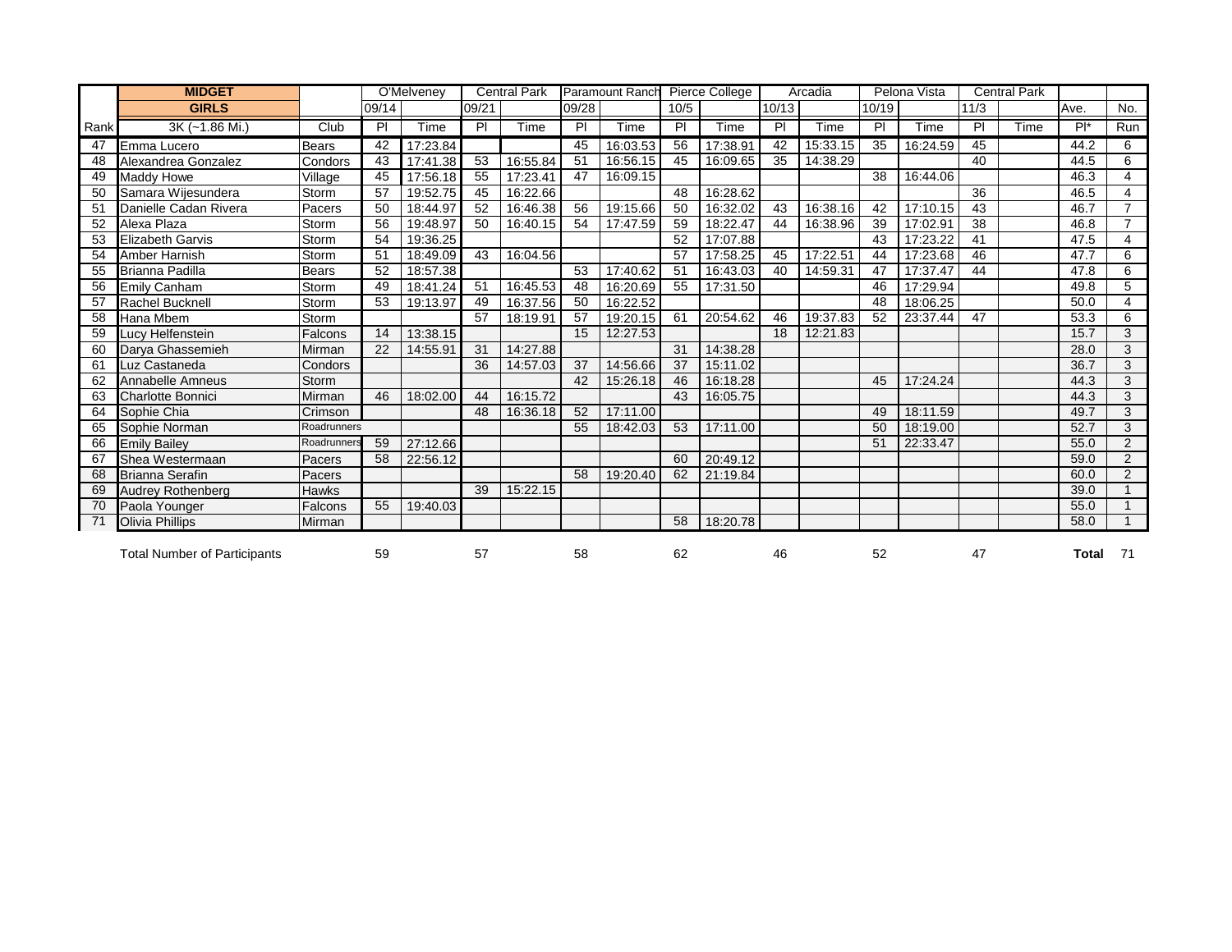| Rank | MIDGET GIRLS 3K (~1.86 Mi.) | Club | O'Melveney 09/14 Pl | Time | Central Park 09/21 Pl | Time | Paramount Ranch 09/28 Pl | Time | Pierce College 10/5 Pl | Time | Arcadia 10/13 Pl | Time | Pelona Vista 10/19 Pl | Time | Central Park 11/3 Pl | Time | Ave. Pl* | No. Run |
|---|---|---|---|---|---|---|---|---|---|---|---|---|---|---|---|---|---|---|
| 47 | Emma Lucero | Bears | 42 | 17:23.84 | | | 45 | 16:03.53 | 56 | 17:38.91 | 42 | 15:33.15 | 35 | 16:24.59 | 45 | | 44.2 | 6 |
| 48 | Alexandrea Gonzalez | Condors | 43 | 17:41.38 | 53 | 16:55.84 | 51 | 16:56.15 | 45 | 16:09.65 | 35 | 14:38.29 | | | 40 | | 44.5 | 6 |
| 49 | Maddy Howe | Village | 45 | 17:56.18 | 55 | 17:23.41 | 47 | 16:09.15 | | | | | 38 | 16:44.06 | | | 46.3 | 4 |
| 50 | Samara Wijesundera | Storm | 57 | 19:52.75 | 45 | 16:22.66 | | | 48 | 16:28.62 | | | | | 36 | | 46.5 | 4 |
| 51 | Danielle Cadan Rivera | Pacers | 50 | 18:44.97 | 52 | 16:46.38 | 56 | 19:15.66 | 50 | 16:32.02 | 43 | 16:38.16 | 42 | 17:10.15 | 43 | | 46.7 | 7 |
| 52 | Alexa Plaza | Storm | 56 | 19:48.97 | 50 | 16:40.15 | 54 | 17:47.59 | 59 | 18:22.47 | 44 | 16:38.96 | 39 | 17:02.91 | 38 | | 46.8 | 7 |
| 53 | Elizabeth Garvis | Storm | 54 | 19:36.25 | | | | | 52 | 17:07.88 | | | 43 | 17:23.22 | 41 | | 47.5 | 4 |
| 54 | Amber Harnish | Storm | 51 | 18:49.09 | 43 | 16:04.56 | | | 57 | 17:58.25 | 45 | 17:22.51 | 44 | 17:23.68 | 46 | | 47.7 | 6 |
| 55 | Brianna Padilla | Bears | 52 | 18:57.38 | | | 53 | 17:40.62 | 51 | 16:43.03 | 40 | 14:59.31 | 47 | 17:37.47 | 44 | | 47.8 | 6 |
| 56 | Emily Canham | Storm | 49 | 18:41.24 | 51 | 16:45.53 | 48 | 16:20.69 | 55 | 17:31.50 | | | 46 | 17:29.94 | | | 49.8 | 5 |
| 57 | Rachel Bucknell | Storm | 53 | 19:13.97 | 49 | 16:37.56 | 50 | 16:22.52 | | | | | 48 | 18:06.25 | | | 50.0 | 4 |
| 58 | Hana Mbem | Storm | | | 57 | 18:19.91 | 57 | 19:20.15 | 61 | 20:54.62 | 46 | 19:37.83 | 52 | 23:37.44 | 47 | | 53.3 | 6 |
| 59 | Lucy Helfenstein | Falcons | 14 | 13:38.15 | | | 15 | 12:27.53 | | | 18 | 12:21.83 | | | | | 15.7 | 3 |
| 60 | Darya Ghassemieh | Mirman | 22 | 14:55.91 | 31 | 14:27.88 | | | 31 | 14:38.28 | | | | | | | 28.0 | 3 |
| 61 | Luz Castaneda | Condors | | | 36 | 14:57.03 | 37 | 14:56.66 | 37 | 15:11.02 | | | | | | | 36.7 | 3 |
| 62 | Annabelle Amneus | Storm | | | | | 42 | 15:26.18 | 46 | 16:18.28 | | | 45 | 17:24.24 | | | 44.3 | 3 |
| 63 | Charlotte Bonnici | Mirman | 46 | 18:02.00 | 44 | 16:15.72 | | | 43 | 16:05.75 | | | | | | | 44.3 | 3 |
| 64 | Sophie Chia | Crimson | | | 48 | 16:36.18 | 52 | 17:11.00 | | | | | 49 | 18:11.59 | | | 49.7 | 3 |
| 65 | Sophie Norman | Roadrunners | | | | | 55 | 18:42.03 | 53 | 17:11.00 | | | 50 | 18:19.00 | | | 52.7 | 3 |
| 66 | Emily Bailey | Roadrunners | 59 | 27:12.66 | | | | | | | | | 51 | 22:33.47 | | | 55.0 | 2 |
| 67 | Shea Westermaan | Pacers | 58 | 22:56.12 | | | | | 60 | 20:49.12 | | | | | | | 59.0 | 2 |
| 68 | Brianna Serafin | Pacers | | | | | 58 | 19:20.40 | 62 | 21:19.84 | | | | | | | 60.0 | 2 |
| 69 | Audrey Rothenberg | Hawks | | | 39 | 15:22.15 | | | | | | | | | | | 39.0 | 1 |
| 70 | Paola Younger | Falcons | 55 | 19:40.03 | | | | | | | | | | | | | 55.0 | 1 |
| 71 | Olivia Phillips | Mirman | | | | | | | 58 | 18:20.78 | | | | | | | 58.0 | 1 |
| | Total Number of Participants | | 59 | | 57 | | 58 | | 62 | | 46 | | 52 | | 47 | | **Total** | 71 |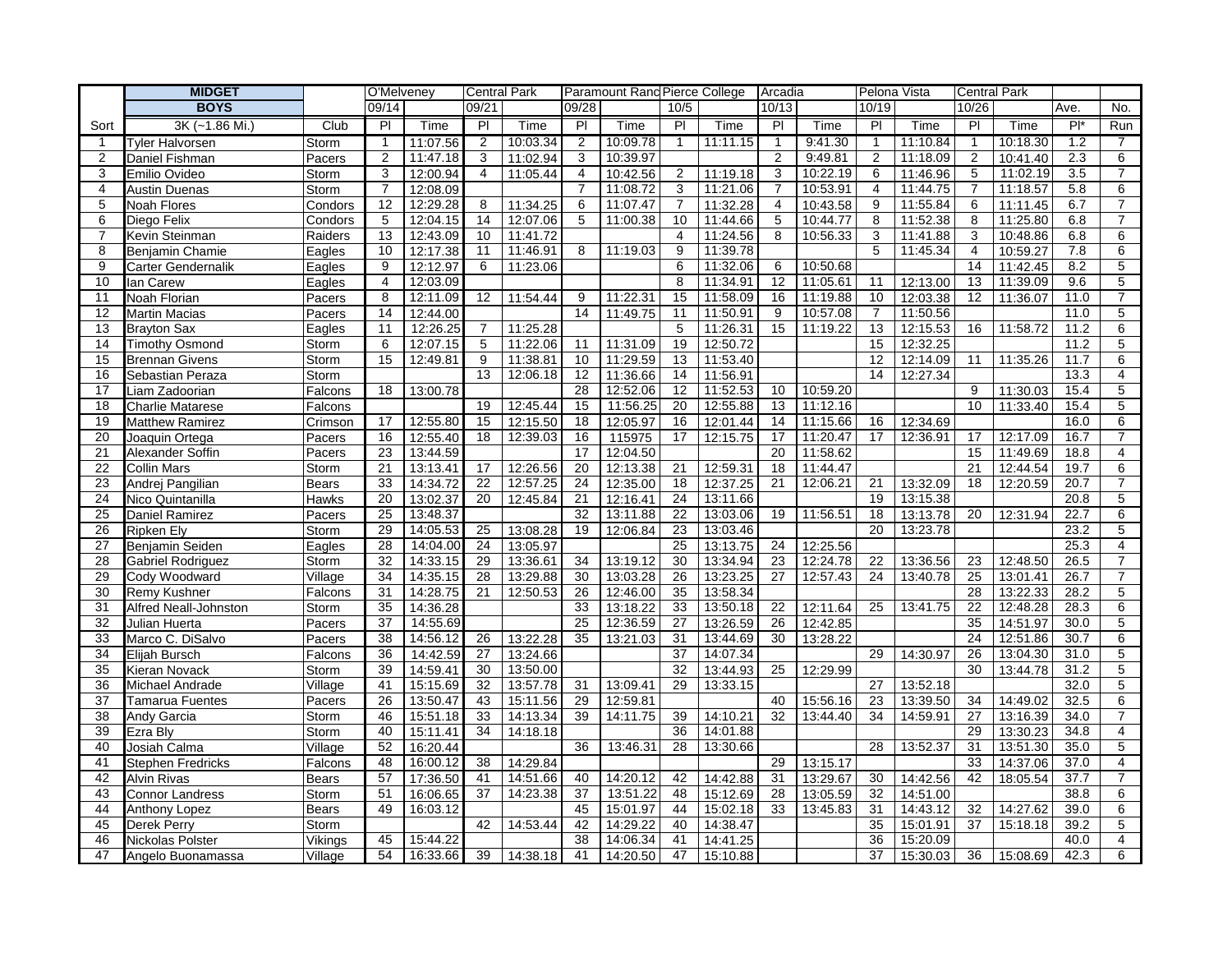| | MIDGET | | O'Melveney | | Central Park | | Paramount Ranch | | Pierce College | | Arcadia | | Pelona Vista | | Central Park | | | |
|---|---|---|---|---|---|---|---|---|---|---|---|---|---|---|---|---|---|---|
| | BOYS | | 09/14 | | 09/21 | | 09/28 | | 10/5 | | 10/13 | | 10/19 | | 10/26 | | Ave. | No. |
| Sort | 3K (~1.86 Mi.) | Club | Pl | Time | Pl | Time | Pl | Time | Pl | Time | Pl | Time | Pl | Time | Pl | Time | Pl* | Run |
| 1 | Tyler Halvorsen | Storm | 1 | 11:07.56 | 2 | 10:03.34 | 2 | 10:09.78 | 1 | 11:11.15 | 1 | 9:41.30 | 1 | 11:10.84 | 1 | 10:18.30 | 1.2 | 7 |
| 2 | Daniel Fishman | Pacers | 2 | 11:47.18 | 3 | 11:02.94 | 3 | 10:39.97 | | | 2 | 9:49.81 | 2 | 11:18.09 | 2 | 10:41.40 | 2.3 | 6 |
| 3 | Emilio Ovideo | Storm | 3 | 12:00.94 | 4 | 11:05.44 | 4 | 10:42.56 | 2 | 11:19.18 | 3 | 10:22.19 | 6 | 11:46.96 | 5 | 11:02.19 | 3.5 | 7 |
| 4 | Austin Duenas | Storm | 7 | 12:08.09 | | | 7 | 11:08.72 | 3 | 11:21.06 | 7 | 10:53.91 | 4 | 11:44.75 | 7 | 11:18.57 | 5.8 | 6 |
| 5 | Noah Flores | Condors | 12 | 12:29.28 | 8 | 11:34.25 | 6 | 11:07.47 | 7 | 11:32.28 | 4 | 10:43.58 | 9 | 11:55.84 | 6 | 11:11.45 | 6.7 | 7 |
| 6 | Diego Felix | Condors | 5 | 12:04.15 | 14 | 12:07.06 | 5 | 11:00.38 | 10 | 11:44.66 | 5 | 10:44.77 | 8 | 11:52.38 | 8 | 11:25.80 | 6.8 | 7 |
| 7 | Kevin Steinman | Raiders | 13 | 12:43.09 | 10 | 11:41.72 | | | 4 | 11:24.56 | 8 | 10:56.33 | 3 | 11:41.88 | 3 | 10:48.86 | 6.8 | 6 |
| 8 | Benjamin Chamie | Eagles | 10 | 12:17.38 | 11 | 11:46.91 | 8 | 11:19.03 | 9 | 11:39.78 | | | 5 | 11:45.34 | 4 | 10:59.27 | 7.8 | 6 |
| 9 | Carter Gendernalik | Eagles | 9 | 12:12.97 | 6 | 11:23.06 | | | 6 | 11:32.06 | 6 | 10:50.68 | | | 14 | 11:42.45 | 8.2 | 5 |
| 10 | Ian Carew | Eagles | 4 | 12:03.09 | | | | | 8 | 11:34.91 | 12 | 11:05.61 | 11 | 12:13.00 | 13 | 11:39.09 | 9.6 | 5 |
| 11 | Noah Florian | Pacers | 8 | 12:11.09 | 12 | 11:54.44 | 9 | 11:22.31 | 15 | 11:58.09 | 16 | 11:19.88 | 10 | 12:03.38 | 12 | 11:36.07 | 11.0 | 7 |
| 12 | Martin Macias | Pacers | 14 | 12:44.00 | | | 14 | 11:49.75 | 11 | 11:50.91 | 9 | 10:57.08 | 7 | 11:50.56 | | | 11.0 | 5 |
| 13 | Brayton Sax | Eagles | 11 | 12:26.25 | 7 | 11:25.28 | | | 5 | 11:26.31 | 15 | 11:19.22 | 13 | 12:15.53 | 16 | 11:58.72 | 11.2 | 6 |
| 14 | Timothy Osmond | Storm | 6 | 12:07.15 | 5 | 11:22.06 | 11 | 11:31.09 | 19 | 12:50.72 | | | 15 | 12:32.25 | | | 11.2 | 5 |
| 15 | Brennan Givens | Storm | 15 | 12:49.81 | 9 | 11:38.81 | 10 | 11:29.59 | 13 | 11:53.40 | | | 12 | 12:14.09 | 11 | 11:35.26 | 11.7 | 6 |
| 16 | Sebastian Peraza | Storm | | | 13 | 12:06.18 | 12 | 11:36.66 | 14 | 11:56.91 | | | 14 | 12:27.34 | | | 13.3 | 4 |
| 17 | Liam Zadoorian | Falcons | 18 | 13:00.78 | | | 28 | 12:52.06 | 12 | 11:52.53 | 10 | 10:59.20 | | | 9 | 11:30.03 | 15.4 | 5 |
| 18 | Charlie Matarese | Falcons | | | 19 | 12:45.44 | 15 | 11:56.25 | 20 | 12:55.88 | 13 | 11:12.16 | | | 10 | 11:33.40 | 15.4 | 5 |
| 19 | Matthew Ramirez | Crimson | 17 | 12:55.80 | 15 | 12:15.50 | 18 | 12:05.97 | 16 | 12:01.44 | 14 | 11:15.66 | 16 | 12:34.69 | | | 16.0 | 6 |
| 20 | Joaquin Ortega | Pacers | 16 | 12:55.40 | 18 | 12:39.03 | 16 | 115975 | 17 | 12:15.75 | 17 | 11:20.47 | 17 | 12:36.91 | 17 | 12:17.09 | 16.7 | 7 |
| 21 | Alexander Soffin | Pacers | 23 | 13:44.59 | | | 17 | 12:04.50 | | | 20 | 11:58.62 | | | 15 | 11:49.69 | 18.8 | 4 |
| 22 | Collin Mars | Storm | 21 | 13:13.41 | 17 | 12:26.56 | 20 | 12:13.38 | 21 | 12:59.31 | 18 | 11:44.47 | | | 21 | 12:44.54 | 19.7 | 6 |
| 23 | Andrej Pangilian | Bears | 33 | 14:34.72 | 22 | 12:57.25 | 24 | 12:35.00 | 18 | 12:37.25 | 21 | 12:06.21 | 21 | 13:32.09 | 18 | 12:20.59 | 20.7 | 7 |
| 24 | Nico Quintanilla | Hawks | 20 | 13:02.37 | 20 | 12:45.84 | 21 | 12:16.41 | 24 | 13:11.66 | | | 19 | 13:15.38 | | | 20.8 | 5 |
| 25 | Daniel Ramirez | Pacers | 25 | 13:48.37 | | | 32 | 13:11.88 | 22 | 13:03.06 | 19 | 11:56.51 | 18 | 13:13.78 | 20 | 12:31.94 | 22.7 | 6 |
| 26 | Ripken Ely | Storm | 29 | 14:05.53 | 25 | 13:08.28 | 19 | 12:06.84 | 23 | 13:03.46 | | | 20 | 13:23.78 | | | 23.2 | 5 |
| 27 | Benjamin Seiden | Eagles | 28 | 14:04.00 | 24 | 13:05.97 | | | 25 | 13:13.75 | 24 | 12:25.56 | | | | | 25.3 | 4 |
| 28 | Gabriel Rodriguez | Storm | 32 | 14:33.15 | 29 | 13:36.61 | 34 | 13:19.12 | 30 | 13:34.94 | 23 | 12:24.78 | 22 | 13:36.56 | 23 | 12:48.50 | 26.5 | 7 |
| 29 | Cody Woodward | Village | 34 | 14:35.15 | 28 | 13:29.88 | 30 | 13:03.28 | 26 | 13:23.25 | 27 | 12:57.43 | 24 | 13:40.78 | 25 | 13:01.41 | 26.7 | 7 |
| 30 | Remy Kushner | Falcons | 31 | 14:28.75 | 21 | 12:50.53 | 26 | 12:46.00 | 35 | 13:58.34 | | | | | 28 | 13:22.33 | 28.2 | 5 |
| 31 | Alfred Neall-Johnston | Storm | 35 | 14:36.28 | | | 33 | 13:18.22 | 33 | 13:50.18 | 22 | 12:11.64 | 25 | 13:41.75 | 22 | 12:48.28 | 28.3 | 6 |
| 32 | Julian Huerta | Pacers | 37 | 14:55.69 | | | 25 | 12:36.59 | 27 | 13:26.59 | 26 | 12:42.85 | | | 35 | 14:51.97 | 30.0 | 5 |
| 33 | Marco C. DiSalvo | Pacers | 38 | 14:56.12 | 26 | 13:22.28 | 35 | 13:21.03 | 31 | 13:44.69 | 30 | 13:28.22 | | | 24 | 12:51.86 | 30.7 | 6 |
| 34 | Elijah Bursch | Falcons | 36 | 14:42.59 | 27 | 13:24.66 | | | 37 | 14:07.34 | | | 29 | 14:30.97 | 26 | 13:04.30 | 31.0 | 5 |
| 35 | Kieran Novack | Storm | 39 | 14:59.41 | 30 | 13:50.00 | | | 32 | 13:44.93 | 25 | 12:29.99 | | | 30 | 13:44.78 | 31.2 | 5 |
| 36 | Michael Andrade | Village | 41 | 15:15.69 | 32 | 13:57.78 | 31 | 13:09.41 | 29 | 13:33.15 | | | 27 | 13:52.18 | | | 32.0 | 5 |
| 37 | Tamarua Fuentes | Pacers | 26 | 13:50.47 | 43 | 15:11.56 | 29 | 12:59.81 | | | 40 | 15:56.16 | 23 | 13:39.50 | 34 | 14:49.02 | 32.5 | 6 |
| 38 | Andy Garcia | Storm | 46 | 15:51.18 | 33 | 14:13.34 | 39 | 14:11.75 | 39 | 14:10.21 | 32 | 13:44.40 | 34 | 14:59.91 | 27 | 13:16.39 | 34.0 | 7 |
| 39 | Ezra Bly | Storm | 40 | 15:11.41 | 34 | 14:18.18 | | | 36 | 14:01.88 | | | | | 29 | 13:30.23 | 34.8 | 4 |
| 40 | Josiah Calma | Village | 52 | 16:20.44 | | | 36 | 13:46.31 | 28 | 13:30.66 | | | 28 | 13:52.37 | 31 | 13:51.30 | 35.0 | 5 |
| 41 | Stephen Fredricks | Falcons | 48 | 16:00.12 | 38 | 14:29.84 | | | | | 29 | 13:15.17 | | | 33 | 14:37.06 | 37.0 | 4 |
| 42 | Alvin Rivas | Bears | 57 | 17:36.50 | 41 | 14:51.66 | 40 | 14:20.12 | 42 | 14:42.88 | 31 | 13:29.67 | 30 | 14:42.56 | 42 | 18:05.54 | 37.7 | 7 |
| 43 | Connor Landress | Storm | 51 | 16:06.65 | 37 | 14:23.38 | 37 | 13:51.22 | 48 | 15:12.69 | 28 | 13:05.59 | 32 | 14:51.00 | | | 38.8 | 6 |
| 44 | Anthony Lopez | Bears | 49 | 16:03.12 | | | 45 | 15:01.97 | 44 | 15:02.18 | 33 | 13:45.83 | 31 | 14:43.12 | 32 | 14:27.62 | 39.0 | 6 |
| 45 | Derek Perry | Storm | | | 42 | 14:53.44 | 42 | 14:29.22 | 40 | 14:38.47 | | | 35 | 15:01.91 | 37 | 15:18.18 | 39.2 | 5 |
| 46 | Nickolas Polster | Vikings | 45 | 15:44.22 | | | 38 | 14:06.34 | 41 | 14:41.25 | | | 36 | 15:20.09 | | | 40.0 | 4 |
| 47 | Angelo Buonamassa | Village | 54 | 16:33.66 | 39 | 14:38.18 | 41 | 14:20.50 | 47 | 15:10.88 | | | 37 | 15:30.03 | 36 | 15:08.69 | 42.3 | 6 |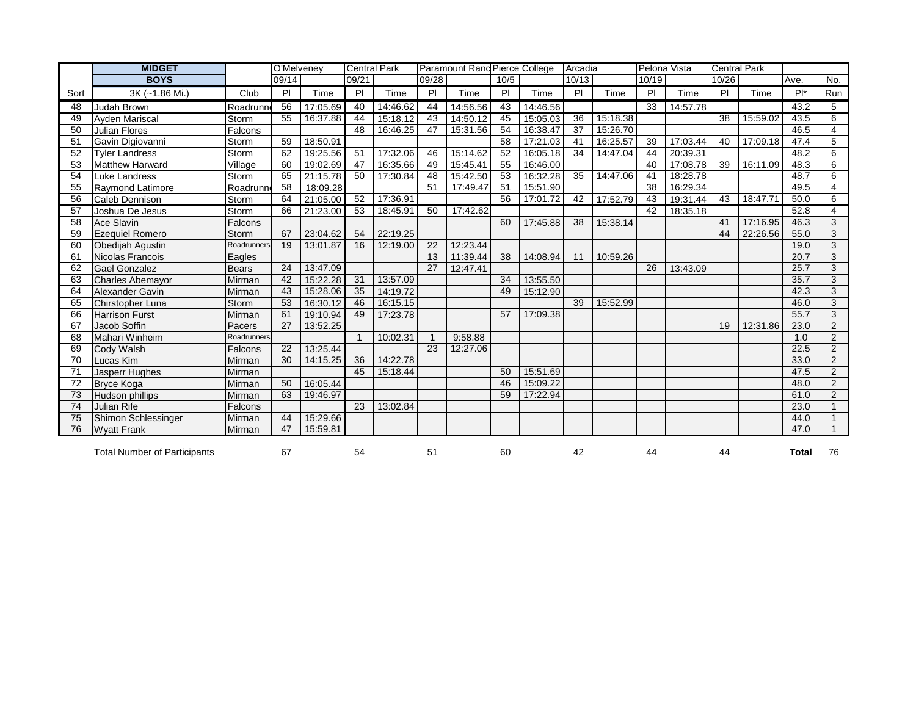| Sort | MIDGET BOYS 3K (~1.86 Mi.) | Club | O'Melveney 09/14 Pl | Time | Central Park 09/21 Pl | Time | Paramount Ranch 09/28 Pl | Time | Pierce College 10/5 Pl | Time | Arcadia 10/13 Pl | Time | Pelona Vista 10/19 Pl | Time | Central Park 10/26 Pl | Time | Ave. Pl* | No. Run |
|---|---|---|---|---|---|---|---|---|---|---|---|---|---|---|---|---|---|---|
| 48 | Judah Brown | Roadrunn | 56 | 17:05.69 | 40 | 14:46.62 | 44 | 14:56.56 | 43 | 14:46.56 | | | 33 | 14:57.78 | | | 43.2 | 5 |
| 49 | Ayden Mariscal | Storm | 55 | 16:37.88 | 44 | 15:18.12 | 43 | 14:50.12 | 45 | 15:05.03 | 36 | 15:18.38 | | | 38 | 15:59.02 | 43.5 | 6 |
| 50 | Julian Flores | Falcons | | | 48 | 16:46.25 | 47 | 15:31.56 | 54 | 16:38.47 | 37 | 15:26.70 | | | | | 46.5 | 4 |
| 51 | Gavin Digiovanni | Storm | 59 | 18:50.91 | | | | | 58 | 17:21.03 | 41 | 16:25.57 | 39 | 17:03.44 | 40 | 17:09.18 | 47.4 | 5 |
| 52 | Tyler Landress | Storm | 62 | 19:25.56 | 51 | 17:32.06 | 46 | 15:14.62 | 52 | 16:05.18 | 34 | 14:47.04 | 44 | 20:39.31 | | | 48.2 | 6 |
| 53 | Matthew Harward | Village | 60 | 19:02.69 | 47 | 16:35.66 | 49 | 15:45.41 | 55 | 16:46.00 | | | 40 | 17:08.78 | 39 | 16:11.09 | 48.3 | 6 |
| 54 | Luke Landress | Storm | 65 | 21:15.78 | 50 | 17:30.84 | 48 | 15:42.50 | 53 | 16:32.28 | 35 | 14:47.06 | 41 | 18:28.78 | | | 48.7 | 6 |
| 55 | Raymond Latimore | Roadrunn | 58 | 18:09.28 | | | 51 | 17:49.47 | 51 | 15:51.90 | | | 38 | 16:29.34 | | | 49.5 | 4 |
| 56 | Caleb Dennison | Storm | 64 | 21:05.00 | 52 | 17:36.91 | | | 56 | 17:01.72 | 42 | 17:52.79 | 43 | 19:31.44 | 43 | 18:47.71 | 50.0 | 6 |
| 57 | Joshua De Jesus | Storm | 66 | 21:23.00 | 53 | 18:45.91 | 50 | 17:42.62 | | | | | 42 | 18:35.18 | | | 52.8 | 4 |
| 58 | Ace Slavin | Falcons | | | | | | | 60 | 17:45.88 | 38 | 15:38.14 | | | 41 | 17:16.95 | 46.3 | 3 |
| 59 | Ezequiel Romero | Storm | 67 | 23:04.62 | 54 | 22:19.25 | | | | | | | | | 44 | 22:26.56 | 55.0 | 3 |
| 60 | Obedijah Agustin | Roadrunners | 19 | 13:01.87 | 16 | 12:19.00 | 22 | 12:23.44 | | | | | | | | | 19.0 | 3 |
| 61 | Nicolas Francois | Eagles | | | | | 13 | 11:39.44 | 38 | 14:08.94 | 11 | 10:59.26 | | | | | 20.7 | 3 |
| 62 | Gael Gonzalez | Bears | 24 | 13:47.09 | | | 27 | 12:47.41 | | | | | 26 | 13:43.09 | | | 25.7 | 3 |
| 63 | Charles Abemayor | Mirman | 42 | 15:22.28 | 31 | 13:57.09 | | | 34 | 13:55.50 | | | | | | | 35.7 | 3 |
| 64 | Alexander Gavin | Mirman | 43 | 15:28.06 | 35 | 14:19.72 | | | 49 | 15:12.90 | | | | | | | 42.3 | 3 |
| 65 | Chirstopher Luna | Storm | 53 | 16:30.12 | 46 | 16:15.15 | | | | | 39 | 15:52.99 | | | | | 46.0 | 3 |
| 66 | Harrison Furst | Mirman | 61 | 19:10.94 | 49 | 17:23.78 | | | 57 | 17:09.38 | | | | | | | 55.7 | 3 |
| 67 | Jacob Soffin | Pacers | 27 | 13:52.25 | | | | | | | | | | | 19 | 12:31.86 | 23.0 | 2 |
| 68 | Mahari Winheim | Roadrunners | | | 1 | 10:02.31 | 1 | 9:58.88 | | | | | | | | | 1.0 | 2 |
| 69 | Cody Walsh | Falcons | 22 | 13:25.44 | | | 23 | 12:27.06 | | | | | | | | | 22.5 | 2 |
| 70 | Lucas Kim | Mirman | 30 | 14:15.25 | 36 | 14:22.78 | | | | | | | | | | | 33.0 | 2 |
| 71 | Jasperr Hughes | Mirman | | | 45 | 15:18.44 | | | 50 | 15:51.69 | | | | | | | 47.5 | 2 |
| 72 | Bryce Koga | Mirman | 50 | 16:05.44 | | | | | 46 | 15:09.22 | | | | | | | 48.0 | 2 |
| 73 | Hudson phillips | Mirman | 63 | 19:46.97 | | | | | 59 | 17:22.94 | | | | | | | 61.0 | 2 |
| 74 | Julian Rife | Falcons | | | 23 | 13:02.84 | | | | | | | | | | | 23.0 | 1 |
| 75 | Shimon Schlessinger | Mirman | 44 | 15:29.66 | | | | | | | | | | | | | 44.0 | 1 |
| 76 | Wyatt Frank | Mirman | 47 | 15:59.81 | | | | | | | | | | | | | 47.0 | 1 |
| | Total Number of Participants | | 67 | | 54 | | 51 | | 60 | | 42 | | 44 | | 44 | | **Total** | 76 |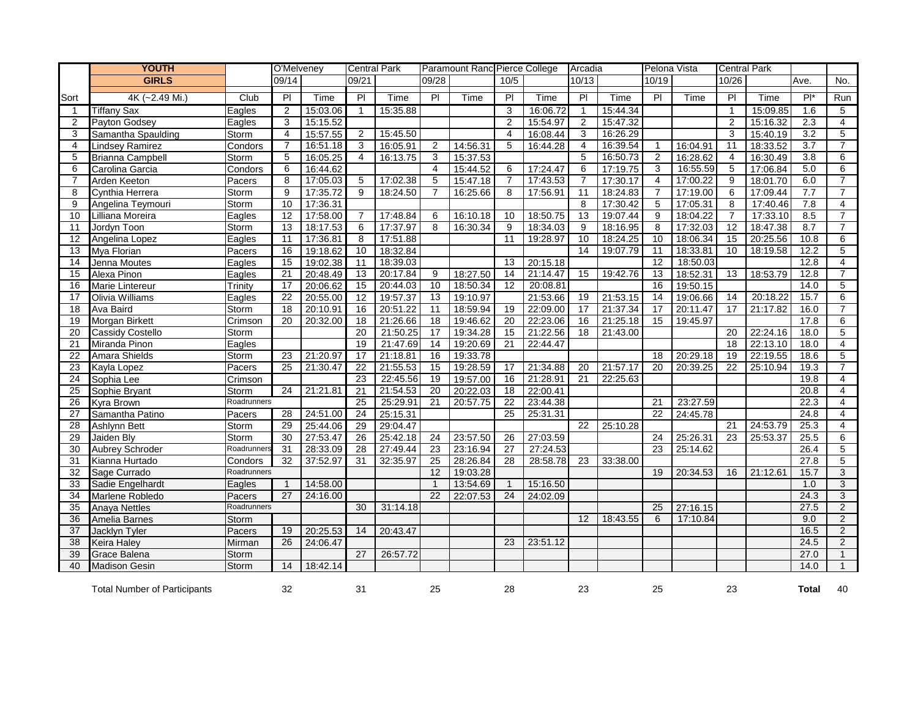| | YOUTH | | O'Melveney | | Central Park | | Paramount Ranc | | Pierce College | | Arcadia | | Pelona Vista | | Central Park | | | |
|---|---|---|---|---|---|---|---|---|---|---|---|---|---|---|---|---|---|---|
| | GIRLS | | 09/14 | | 09/21 | | 09/28 | | 10/5 | | 10/13 | | 10/19 | | 10/26 | | Ave. | No. |
| Sort | 4K (~2.49 Mi.) | Club | Pl | Time | Pl | Time | Pl | Time | Pl | Time | Pl | Time | Pl | Time | Pl | Time | Pl* | Run |
| 1 | Tiffany Sax | Eagles | 2 | 15:03.06 | 1 | 15:35.88 | | | 3 | 16:06.72 | 1 | 15:44.34 | | | 1 | 15:09.85 | 1.6 | 5 |
| 2 | Payton Godsey | Eagles | 3 | 15:15.52 | | | | | 2 | 15:54.97 | 2 | 15:47.32 | | | 2 | 15:16.32 | 2.3 | 4 |
| 3 | Samantha Spaulding | Storm | 4 | 15:57.55 | 2 | 15:45.50 | | | 4 | 16:08.44 | 3 | 16:26.29 | | | 3 | 15:40.19 | 3.2 | 5 |
| 4 | Lindsey Ramirez | Condors | 7 | 16:51.18 | 3 | 16:05.91 | 2 | 14:56.31 | 5 | 16:44.28 | 4 | 16:39.54 | 1 | 16:04.91 | 11 | 18:33.52 | 3.7 | 7 |
| 5 | Brianna Campbell | Storm | 5 | 16:05.25 | 4 | 16:13.75 | 3 | 15:37.53 | | | 5 | 16:50.73 | 2 | 16:28.62 | 4 | 16:30.49 | 3.8 | 6 |
| 6 | Carolina Garcia | Condors | 6 | 16:44.62 | | | 4 | 15:44.52 | 6 | 17:24.47 | 6 | 17:19.75 | 3 | 16:55.59 | 5 | 17:06.84 | 5.0 | 6 |
| 7 | Arden Keeton | Pacers | 8 | 17:05.03 | 5 | 17:02.38 | 5 | 15:47.18 | 7 | 17:43.53 | 7 | 17:30.17 | 4 | 17:00.22 | 9 | 18:01.70 | 6.0 | 7 |
| 8 | Cynthia Herrera | Storm | 9 | 17:35.72 | 9 | 18:24.50 | 7 | 16:25.66 | 8 | 17:56.91 | 11 | 18:24.83 | 7 | 17:19.00 | 6 | 17:09.44 | 7.7 | 7 |
| 9 | Angelina Teymouri | Storm | 10 | 17:36.31 | | | | | | | 8 | 17:30.42 | 5 | 17:05.31 | 8 | 17:40.46 | 7.8 | 4 |
| 10 | Lilliana Moreira | Eagles | 12 | 17:58.00 | 7 | 17:48.84 | 6 | 16:10.18 | 10 | 18:50.75 | 13 | 19:07.44 | 9 | 18:04.22 | 7 | 17:33.10 | 8.5 | 7 |
| 11 | Jordyn Toon | Storm | 13 | 18:17.53 | 6 | 17:37.97 | 8 | 16:30.34 | 9 | 18:34.03 | 9 | 18:16.95 | 8 | 17:32.03 | 12 | 18:47.38 | 8.7 | 7 |
| 12 | Angelina Lopez | Eagles | 11 | 17:36.81 | 8 | 17:51.88 | | | 11 | 19:28.97 | 10 | 18:24.25 | 10 | 18:06.34 | 15 | 20:25.56 | 10.8 | 6 |
| 13 | Mya Florian | Pacers | 16 | 19:18.62 | 10 | 18:32.84 | | | | | 14 | 19:07.79 | 11 | 18:33.81 | 10 | 18:19.58 | 12.2 | 5 |
| 14 | Jenna Moutes | Eagles | 15 | 19:02.38 | 11 | 18:39.03 | | | 13 | 20:15.18 | | | 12 | 18:50.03 | | | 12.8 | 4 |
| 15 | Alexa Pinon | Eagles | 21 | 20:48.49 | 13 | 20:17.84 | 9 | 18:27.50 | 14 | 21:14.47 | 15 | 19:42.76 | 13 | 18:52.31 | 13 | 18:53.79 | 12.8 | 7 |
| 16 | Marie Lintereur | Trinity | 17 | 20:06.62 | 15 | 20:44.03 | 10 | 18:50.34 | 12 | 20:08.81 | | | 16 | 19:50.15 | | | 14.0 | 5 |
| 17 | Olivia Williams | Eagles | 22 | 20:55.00 | 12 | 19:57.37 | 13 | 19:10.97 | | 21:53.66 | 19 | 21:53.15 | 14 | 19:06.66 | 14 | 20:18.22 | 15.7 | 6 |
| 18 | Ava Baird | Storm | 18 | 20:10.91 | 16 | 20:51.22 | 11 | 18:59.94 | 19 | 22:09.00 | 17 | 21:37.34 | 17 | 20:11.47 | 17 | 21:17.82 | 16.0 | 7 |
| 19 | Morgan Birkett | Crimson | 20 | 20:32.00 | 18 | 21:26.66 | 18 | 19:46.62 | 20 | 22:23.06 | 16 | 21:25.18 | 15 | 19:45.97 | | | 17.8 | 6 |
| 20 | Cassidy Costello | Storm | | | 20 | 21:50.25 | 17 | 19:34.28 | 15 | 21:22.56 | 18 | 21:43.00 | | | 20 | 22:24.16 | 18.0 | 5 |
| 21 | Miranda Pinon | Eagles | | | 19 | 21:47.69 | 14 | 19:20.69 | 21 | 22:44.47 | | | | | 18 | 22:13.10 | 18.0 | 4 |
| 22 | Amara Shields | Storm | 23 | 21:20.97 | 17 | 21:18.81 | 16 | 19:33.78 | | | | | 18 | 20:29.18 | 19 | 22:19.55 | 18.6 | 5 |
| 23 | Kayla Lopez | Pacers | 25 | 21:30.47 | 22 | 21:55.53 | 15 | 19:28.59 | 17 | 21:34.88 | 20 | 21:57.17 | 20 | 20:39.25 | 22 | 25:10.94 | 19.3 | 7 |
| 24 | Sophia Lee | Crimson | | | 23 | 22:45.56 | 19 | 19:57.00 | 16 | 21:28.91 | 21 | 22:25.63 | | | | | 19.8 | 4 |
| 25 | Sophie Bryant | Storm | 24 | 21:21.81 | 21 | 21:54.53 | 20 | 20:22.03 | 18 | 22:00.41 | | | | | | | 20.8 | 4 |
| 26 | Kyra Brown | Roadrunners | | | 25 | 25:29.91 | 21 | 20:57.75 | 22 | 23:44.38 | | | 21 | 23:27.59 | | | 22.3 | 4 |
| 27 | Samantha Patino | Pacers | 28 | 24:51.00 | 24 | 25:15.31 | | | 25 | 25:31.31 | | | 22 | 24:45.78 | | | 24.8 | 4 |
| 28 | Ashlynn Bett | Storm | 29 | 25:44.06 | 29 | 29:04.47 | | | | | 22 | 25:10.28 | | | 21 | 24:53.79 | 25.3 | 4 |
| 29 | Jaiden Bly | Storm | 30 | 27:53.47 | 26 | 25:42.18 | 24 | 23:57.50 | 26 | 27:03.59 | | | 24 | 25:26.31 | 23 | 25:53.37 | 25.5 | 6 |
| 30 | Aubrey Schroder | Roadrunners | 31 | 28:33.09 | 28 | 27:49.44 | 23 | 23:16.94 | 27 | 27:24.53 | | | 23 | 25:14.62 | | | 26.4 | 5 |
| 31 | Kianna Hurtado | Condors | 32 | 37:52.97 | 31 | 32:35.97 | 25 | 28:26.84 | 28 | 28:58.78 | 23 | 33:38.00 | | | | | 27.8 | 5 |
| 32 | Sage Currado | Roadrunners | | | | | 12 | 19:03.28 | | | | | 19 | 20:34.53 | 16 | 21:12.61 | 15.7 | 3 |
| 33 | Sadie Engelhardt | Eagles | 1 | 14:58.00 | | | 1 | 13:54.69 | 1 | 15:16.50 | | | | | | | 1.0 | 3 |
| 34 | Marlene Robledo | Pacers | 27 | 24:16.00 | | | 22 | 22:07.53 | 24 | 24:02.09 | | | | | | | 24.3 | 3 |
| 35 | Anaya Nettles | Roadrunners | | | 30 | 31:14.18 | | | | | | | 25 | 27:16.15 | | | 27.5 | 2 |
| 36 | Amelia Barnes | Storm | | | | | | | | | 12 | 18:43.55 | 6 | 17:10.84 | | | 9.0 | 2 |
| 37 | Jacklyn Tyler | Pacers | 19 | 20:25.53 | 14 | 20:43.47 | | | | | | | | | | | 16.5 | 2 |
| 38 | Keira Haley | Mirman | 26 | 24:06.47 | | | | | 23 | 23:51.12 | | | | | | | 24.5 | 2 |
| 39 | Grace Balena | Storm | | | 27 | 26:57.72 | | | | | | | | | | | 27.0 | 1 |
| 40 | Madison Gesin | Storm | 14 | 18:42.14 | | | | | | | | | | | | | 14.0 | 1 |
| | Total Number of Participants | | 32 | | 31 | | 25 | | 28 | | 23 | | 25 | | 23 | | **Total** | 40 |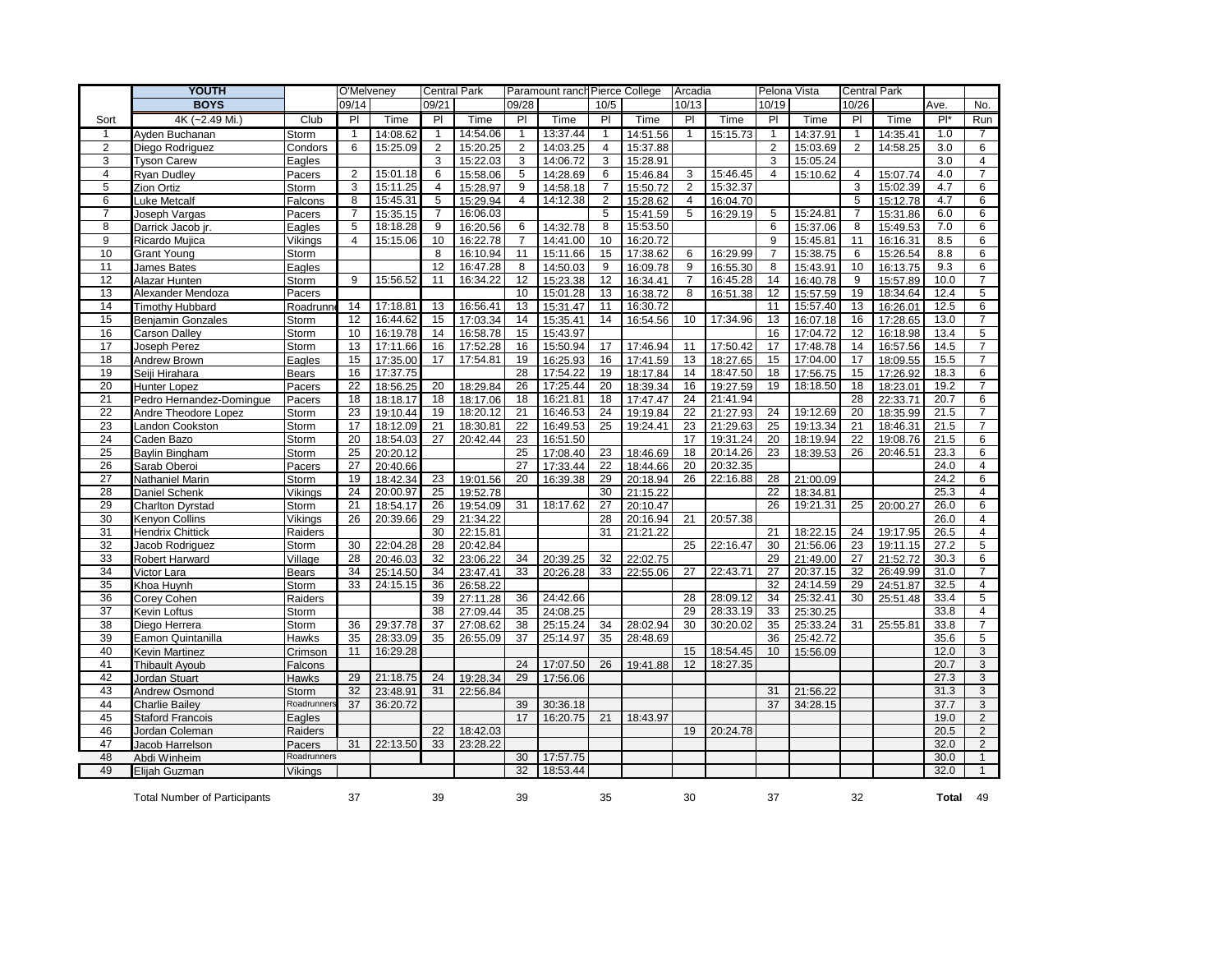| | YOUTH | | O'Melveney | | Central Park | | Paramount ranch | | Pierce College | | Arcadia | | Pelona Vista | | Central Park | | | |
|---|---|---|---|---|---|---|---|---|---|---|---|---|---|---|---|---|---|---|
| | BOYS | | 09/14 | | 09/21 | | 09/28 | | 10/5 | | 10/13 | | 10/19 | | 10/26 | | Ave. | No. |
| Sort | 4K (~2.49 Mi.) | Club | Pl | Time | Pl | Time | Pl | Time | Pl | Time | Pl | Time | Pl | Time | Pl | Time | Pl* | Run |
| 1 | Ayden Buchanan | Storm | 1 | 14:08.62 | 1 | 14:54.06 | 1 | 13:37.44 | 1 | 14:51.56 | 1 | 15:15.73 | 1 | 14:37.91 | 1 | 14:35.41 | 1.0 | 7 |
| 2 | Diego Rodriguez | Condors | 6 | 15:25.09 | 2 | 15:20.25 | 2 | 14:03.25 | 4 | 15:37.88 | | | 2 | 15:03.69 | 2 | 14:58.25 | 3.0 | 6 |
| 3 | Tyson Carew | Eagles | | | 3 | 15:22.03 | 3 | 14:06.72 | 3 | 15:28.91 | | | 3 | 15:05.24 | | | 3.0 | 4 |
| 4 | Ryan Dudley | Pacers | 2 | 15:01.18 | 6 | 15:58.06 | 5 | 14:28.69 | 6 | 15:46.84 | 3 | 15:46.45 | 4 | 15:10.62 | 4 | 15:07.74 | 4.0 | 7 |
| 5 | Zion Ortiz | Storm | 3 | 15:11.25 | 4 | 15:28.97 | 9 | 14:58.18 | 7 | 15:50.72 | 2 | 15:32.37 | | | 3 | 15:02.39 | 4.7 | 6 |
| 6 | Luke Metcalf | Falcons | 8 | 15:45.31 | 5 | 15:29.94 | 4 | 14:12.38 | 2 | 15:28.62 | 4 | 16:04.70 | | | 5 | 15:12.78 | 4.7 | 6 |
| 7 | Joseph Vargas | Pacers | 7 | 15:35.15 | 7 | 16:06.03 | | | 5 | 15:41.59 | 5 | 16:29.19 | 5 | 15:24.81 | 7 | 15:31.86 | 6.0 | 6 |
| 8 | Darrick Jacob jr. | Eagles | 5 | 18:18.28 | 9 | 16:20.56 | 6 | 14:32.78 | 8 | 15:53.50 | | | 6 | 15:37.06 | 8 | 15:49.53 | 7.0 | 6 |
| 9 | Ricardo Mujica | Vikings | 4 | 15:15.06 | 10 | 16:22.78 | 7 | 14:41.00 | 10 | 16:20.72 | | | 9 | 15:45.81 | 11 | 16:16.31 | 8.5 | 6 |
| 10 | Grant Young | Storm | | | 8 | 16:10.94 | 11 | 15:11.66 | 15 | 17:38.62 | 6 | 16:29.99 | 7 | 15:38.75 | 6 | 15:26.54 | 8.8 | 6 |
| 11 | James Bates | Eagles | | | 12 | 16:47.28 | 8 | 14:50.03 | 9 | 16:09.78 | 9 | 16:55.30 | 8 | 15:43.91 | 10 | 16:13.75 | 9.3 | 6 |
| 12 | Alazar Hunten | Storm | 9 | 15:56.52 | 11 | 16:34.22 | 12 | 15:23.38 | 12 | 16:34.41 | 7 | 16:45.28 | 14 | 16:40.78 | 9 | 15:57.89 | 10.0 | 7 |
| 13 | Alexander Mendoza | Pacers | | | | | 10 | 15:01.28 | 13 | 16:38.72 | 8 | 16:51.38 | 12 | 15:57.59 | 19 | 18:34.64 | 12.4 | 5 |
| 14 | Timothy Hubbard | Roadrunners | 14 | 17:18.81 | 13 | 16:56.41 | 13 | 15:31.47 | 11 | 16:30.72 | | | 11 | 15:57.40 | 13 | 16:26.01 | 12.5 | 6 |
| 15 | Benjamin Gonzales | Storm | 12 | 16:44.62 | 15 | 17:03.34 | 14 | 15:35.41 | 14 | 16:54.56 | 10 | 17:34.96 | 13 | 16:07.18 | 16 | 17:28.65 | 13.0 | 7 |
| 16 | Carson Dalley | Storm | 10 | 16:19.78 | 14 | 16:58.78 | 15 | 15:43.97 | | | | | 16 | 17:04.72 | 12 | 16:18.98 | 13.4 | 5 |
| 17 | Joseph Perez | Storm | 13 | 17:11.66 | 16 | 17:52.28 | 16 | 15:50.94 | 17 | 17:46.94 | 11 | 17:50.42 | 17 | 17:48.78 | 14 | 16:57.56 | 14.5 | 7 |
| 18 | Andrew Brown | Eagles | 15 | 17:35.00 | 17 | 17:54.81 | 19 | 16:25.93 | 16 | 17:41.59 | 13 | 18:27.65 | 15 | 17:04.00 | 17 | 18:09.55 | 15.5 | 7 |
| 19 | Seiji Hirahara | Bears | 16 | 17:37.75 | | | 28 | 17:54.22 | 19 | 18:17.84 | 14 | 18:47.50 | 18 | 17:56.75 | 15 | 17:26.92 | 18.3 | 6 |
| 20 | Hunter Lopez | Pacers | 22 | 18:56.25 | 20 | 18:29.84 | 26 | 17:25.44 | 20 | 18:39.34 | 16 | 19:27.59 | 19 | 18:18.50 | 18 | 18:23.01 | 19.2 | 7 |
| 21 | Pedro Hernandez-Domingue | Pacers | 18 | 18:18.17 | 18 | 18:17.06 | 18 | 16:21.81 | 18 | 17:47.47 | 24 | 21:41.94 | | | 28 | 22:33.71 | 20.7 | 6 |
| 22 | Andre Theodore Lopez | Storm | 23 | 19:10.44 | 19 | 18:20.12 | 21 | 16:46.53 | 24 | 19:19.84 | 22 | 21:27.93 | 24 | 19:12.69 | 20 | 18:35.99 | 21.5 | 7 |
| 23 | Landon Cookston | Storm | 17 | 18:12.09 | 21 | 18:30.81 | 22 | 16:49.53 | 25 | 19:24.41 | 23 | 21:29.63 | 25 | 19:13.34 | 21 | 18:46.31 | 21.5 | 7 |
| 24 | Caden Bazo | Storm | 20 | 18:54.03 | 27 | 20:42.44 | 23 | 16:51.50 | | | 17 | 19:31.24 | 20 | 18:19.94 | 22 | 19:08.76 | 21.5 | 6 |
| 25 | Baylin Bingham | Storm | 25 | 20:20.12 | | | 25 | 17:08.40 | 23 | 18:46.69 | 18 | 20:14.26 | 23 | 18:39.53 | 26 | 20:46.51 | 23.3 | 6 |
| 26 | Sarab Oberoi | Pacers | 27 | 20:40.66 | | | 27 | 17:33.44 | 22 | 18:44.66 | 20 | 20:32.35 | | | | | 24.0 | 4 |
| 27 | Nathaniel Marin | Storm | 19 | 18:42.34 | 23 | 19:01.56 | 20 | 16:39.38 | 29 | 20:18.94 | 26 | 22:16.88 | 28 | 21:00.09 | | | 24.2 | 6 |
| 28 | Daniel Schenk | Vikings | 24 | 20:00.97 | 25 | 19:52.78 | | | 30 | 21:15.22 | | | 22 | 18:34.81 | | | 25.3 | 4 |
| 29 | Charlton Dyrstad | Storm | 21 | 18:54.17 | 26 | 19:54.09 | 31 | 18:17.62 | 27 | 20:10.47 | | | 26 | 19:21.31 | 25 | 20:00.27 | 26.0 | 6 |
| 30 | Kenyon Collins | Vikings | 26 | 20:39.66 | 29 | 21:34.22 | | | 28 | 20:16.94 | 21 | 20:57.38 | | | | | 26.0 | 4 |
| 31 | Hendrix Chittick | Raiders | | | 30 | 22:15.81 | | | 31 | 21:21.22 | | | 21 | 18:22.15 | 24 | 19:17.95 | 26.5 | 4 |
| 32 | Jacob Rodriguez | Storm | 30 | 22:04.28 | 28 | 20:42.84 | | | | | 25 | 22:16.47 | 30 | 21:56.06 | 23 | 19:11.15 | 27.2 | 5 |
| 33 | Robert Harward | Village | 28 | 20:46.03 | 32 | 23:06.22 | 34 | 20:39.25 | 32 | 22:02.75 | | | 29 | 21:49.00 | 27 | 21:52.72 | 30.3 | 6 |
| 34 | Victor Lara | Bears | 34 | 25:14.50 | 34 | 23:47.41 | 33 | 20:26.28 | 33 | 22:55.06 | 27 | 22:43.71 | 27 | 20:37.15 | 32 | 26:49.99 | 31.0 | 7 |
| 35 | Khoa Huynh | Storm | 33 | 24:15.15 | 36 | 26:58.22 | | | | | | | 32 | 24:14.59 | 29 | 24:51.87 | 32.5 | 4 |
| 36 | Corey Cohen | Raiders | | | 39 | 27:11.28 | 36 | 24:42.66 | | | 28 | 28:09.12 | 34 | 25:32.41 | 30 | 25:51.48 | 33.4 | 5 |
| 37 | Kevin Loftus | Storm | | | 38 | 27:09.44 | 35 | 24:08.25 | | | 29 | 28:33.19 | 33 | 25:30.25 | | | 33.8 | 4 |
| 38 | Diego Herrera | Storm | 36 | 29:37.78 | 37 | 27:08.62 | 38 | 25:15.24 | 34 | 28:02.94 | 30 | 30:20.02 | 35 | 25:33.24 | 31 | 25:55.81 | 33.8 | 7 |
| 39 | Eamon Quintanilla | Hawks | 35 | 28:33.09 | 35 | 26:55.09 | 37 | 25:14.97 | 35 | 28:48.69 | | | 36 | 25:42.72 | | | 35.6 | 5 |
| 40 | Kevin Martinez | Crimson | 11 | 16:29.28 | | | | | | | 15 | 18:54.45 | 10 | 15:56.09 | | | 12.0 | 3 |
| 41 | Thibault Ayoub | Falcons | | | | | 24 | 17:07.50 | 26 | 19:41.88 | 12 | 18:27.35 | | | | | 20.7 | 3 |
| 42 | Jordan Stuart | Hawks | 29 | 21:18.75 | 24 | 19:28.34 | 29 | 17:56.06 | | | | | | | | | 27.3 | 3 |
| 43 | Andrew Osmond | Storm | 32 | 23:48.91 | 31 | 22:56.84 | | | | | | | 31 | 21:56.22 | | | 31.3 | 3 |
| 44 | Charlie Bailey | Roadrunners | 37 | 36:20.72 | | | 39 | 30:36.18 | | | | | 37 | 34:28.15 | | | 37.7 | 3 |
| 45 | Staford Francois | Eagles | | | | | 17 | 16:20.75 | 21 | 18:43.97 | | | | | | | 19.0 | 2 |
| 46 | Jordan Coleman | Raiders | | | 22 | 18:42.03 | | | | | 19 | 20:24.78 | | | | | 20.5 | 2 |
| 47 | Jacob Harrelson | Pacers | 31 | 22:13.50 | 33 | 23:28.22 | | | | | | | | | | | 32.0 | 2 |
| 48 | Abdi Winheim | Roadrunners | | | | | 30 | 17:57.75 | | | | | | | | | 30.0 | 1 |
| 49 | Elijah Guzman | Vikings | | | | | 32 | 18:53.44 | | | | | | | | | 32.0 | 1 |
| | Total Number of Participants | | 37 | | 39 | | 39 | | 35 | | 30 | | 37 | | 32 | | **Total** | 49 |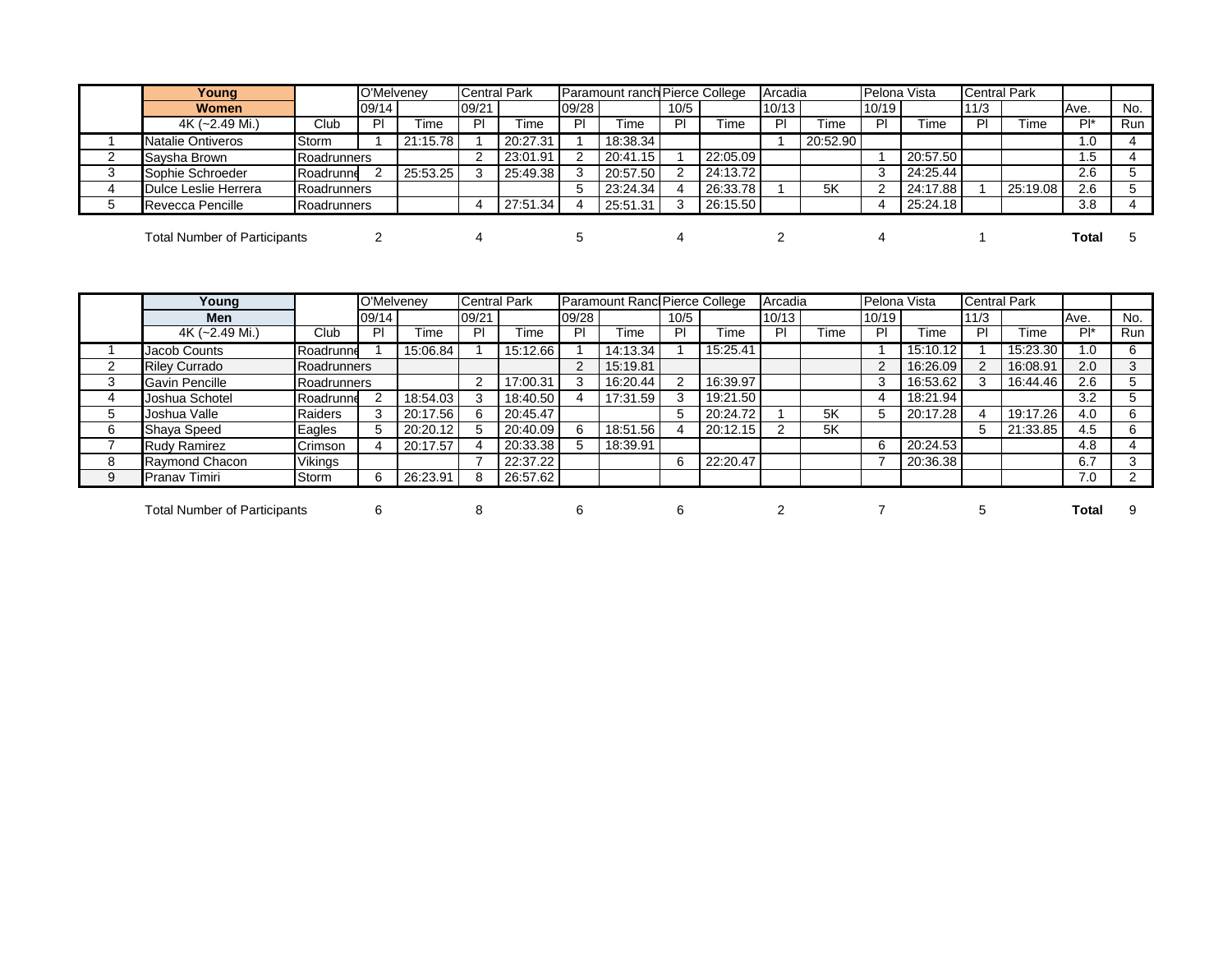| | Young | | O'Melveney | | Central Park | | Paramount ranch | | Pierce College | | Arcadia | | Pelona Vista | | Central Park | | | |
|---|---|---|---|---|---|---|---|---|---|---|---|---|---|---|---|---|---|---|
| | Women | | 09/14 | | 09/21 | | 09/28 | | 10/5 | | 10/13 | | 10/19 | | 11/3 | | Ave. | No. |
| | 4K (~2.49 Mi.) | Club | Pl | Time | Pl | Time | Pl | Time | Pl | Time | Pl | Time | Pl | Time | Pl | Time | Pl* | Run |
| 1 | Natalie Ontiveros | Storm | 1 | 21:15.78 | 1 | 20:27.31 | 1 | 18:38.34 | | | 1 | 20:52.90 | | | | | 1.0 | 4 |
| 2 | Saysha Brown | Roadrunners | | | 2 | 23:01.91 | 2 | 20:41.15 | 1 | 22:05.09 | | | 1 | 20:57.50 | | | 1.5 | 4 |
| 3 | Sophie Schroeder | Roadrunne | 2 | 25:53.25 | 3 | 25:49.38 | 3 | 20:57.50 | 2 | 24:13.72 | | | 3 | 24:25.44 | | | 2.6 | 5 |
| 4 | Dulce Leslie Herrera | Roadrunners | | | | | 5 | 23:24.34 | 4 | 26:33.78 | 1 | 5K | 2 | 24:17.88 | 1 | 25:19.08 | 2.6 | 5 |
| 5 | Revecca Pencille | Roadrunners | | | 4 | 27:51.34 | 4 | 25:51.31 | 3 | 26:15.50 | | | 4 | 25:24.18 | | | 3.8 | 4 |
| | Total Number of Participants | | 2 | | 4 | | 5 | | 4 | | 2 | | 4 | | 1 | | Total | 5 |

| | Young | | O'Melveney | | Central Park | | Paramount Ranch | | Pierce College | | Arcadia | | Pelona Vista | | Central Park | | | |
|---|---|---|---|---|---|---|---|---|---|---|---|---|---|---|---|---|---|---|
| | Men | | 09/14 | | 09/21 | | 09/28 | | 10/5 | | 10/13 | | 10/19 | | 11/3 | | Ave. | No. |
| | 4K (~2.49 Mi.) | Club | Pl | Time | Pl | Time | Pl | Time | Pl | Time | Pl | Time | Pl | Time | Pl | Time | Pl* | Run |
| 1 | Jacob Counts | Roadrunne | 1 | 15:06.84 | 1 | 15:12.66 | 1 | 14:13.34 | 1 | 15:25.41 | | | 1 | 15:10.12 | 1 | 15:23.30 | 1.0 | 6 |
| 2 | Riley Currado | Roadrunners | | | | | 2 | 15:19.81 | | | | | 2 | 16:26.09 | 2 | 16:08.91 | 2.0 | 3 |
| 3 | Gavin Pencille | Roadrunners | | | 2 | 17:00.31 | 3 | 16:20.44 | 2 | 16:39.97 | | | 3 | 16:53.62 | 3 | 16:44.46 | 2.6 | 5 |
| 4 | Joshua Schotel | Roadrunne | 2 | 18:54.03 | 3 | 18:40.50 | 4 | 17:31.59 | 3 | 19:21.50 | | | 4 | 18:21.94 | | | 3.2 | 5 |
| 5 | Joshua Valle | Raiders | 3 | 20:17.56 | 6 | 20:45.47 | | | 5 | 20:24.72 | 1 | 5K | 5 | 20:17.28 | 4 | 19:17.26 | 4.0 | 6 |
| 6 | Shaya Speed | Eagles | 5 | 20:20.12 | 5 | 20:40.09 | 6 | 18:51.56 | 4 | 20:12.15 | 2 | 5K | | | 5 | 21:33.85 | 4.5 | 6 |
| 7 | Rudy Ramirez | Crimson | 4 | 20:17.57 | 4 | 20:33.38 | 5 | 18:39.91 | | | | | 6 | 20:24.53 | | | 4.8 | 4 |
| 8 | Raymond Chacon | Vikings | | | 7 | 22:37.22 | | | 6 | 22:20.47 | | | 7 | 20:36.38 | | | 6.7 | 3 |
| 9 | Pranav Timiri | Storm | 6 | 26:23.91 | 8 | 26:57.62 | | | | | | | | | | | 7.0 | 2 |
| | Total Number of Participants | | 6 | | 8 | | 6 | | 6 | | 2 | | 7 | | 5 | | Total | 9 |